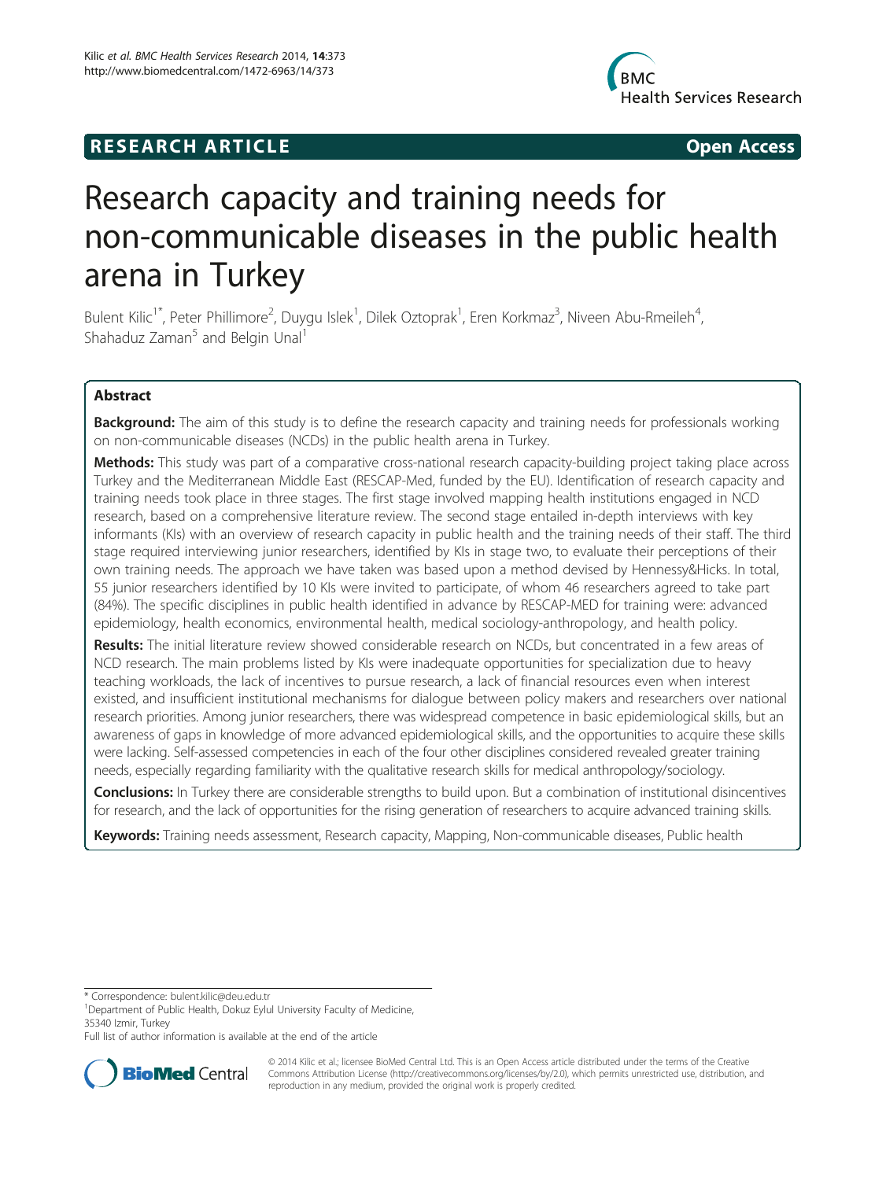**RESEARCH ARTICLE** **Open Access**

# Research capacity and training needs for non-communicable diseases in the public health arena in Turkey

Bulent Kilic[1*], Peter Phillimore[2], Duygu Islek[1], Dilek Oztoprak[1], Eren Korkmaz[3], Niveen Abu-Rmeileh[4], Shahaduz Zaman[5] and Belgin Unal[1]

## Abstract

**Background:** The aim of this study is to define the research capacity and training needs for professionals working on non-communicable diseases (NCDs) in the public health arena in Turkey.

**Methods:** This study was part of a comparative cross-national research capacity-building project taking place across Turkey and the Mediterranean Middle East (RESCAP-Med, funded by the EU). Identification of research capacity and training needs took place in three stages. The first stage involved mapping health institutions engaged in NCD research, based on a comprehensive literature review. The second stage entailed in-depth interviews with key informants (KIs) with an overview of research capacity in public health and the training needs of their staff. The third stage required interviewing junior researchers, identified by KIs in stage two, to evaluate their perceptions of their own training needs. The approach we have taken was based upon a method devised by Hennessy&Hicks. In total, 55 junior researchers identified by 10 KIs were invited to participate, of whom 46 researchers agreed to take part (84%). The specific disciplines in public health identified in advance by RESCAP-MED for training were: advanced epidemiology, health economics, environmental health, medical sociology-anthropology, and health policy.

**Results:** The initial literature review showed considerable research on NCDs, but concentrated in a few areas of NCD research. The main problems listed by KIs were inadequate opportunities for specialization due to heavy teaching workloads, the lack of incentives to pursue research, a lack of financial resources even when interest existed, and insufficient institutional mechanisms for dialogue between policy makers and researchers over national research priorities. Among junior researchers, there was widespread competence in basic epidemiological skills, but an awareness of gaps in knowledge of more advanced epidemiological skills, and the opportunities to acquire these skills were lacking. Self-assessed competencies in each of the four other disciplines considered revealed greater training needs, especially regarding familiarity with the qualitative research skills for medical anthropology/sociology.

**Conclusions:** In Turkey there are considerable strengths to build upon. But a combination of institutional disincentives for research, and the lack of opportunities for the rising generation of researchers to acquire advanced training skills.

**Keywords:** Training needs assessment, Research capacity, Mapping, Non-communicable diseases, Public health

\* Correspondence: bulent.kilic@deu.edu.tr
[1]Department of Public Health, Dokuz Eylul University Faculty of Medicine, 35340 Izmir, Turkey
Full list of author information is available at the end of the article

© 2014 Kilic et al.; licensee BioMed Central Ltd. This is an Open Access article distributed under the terms of the Creative Commons Attribution License (http://creativecommons.org/licenses/by/2.0), which permits unrestricted use, distribution, and reproduction in any medium, provided the original work is properly credited.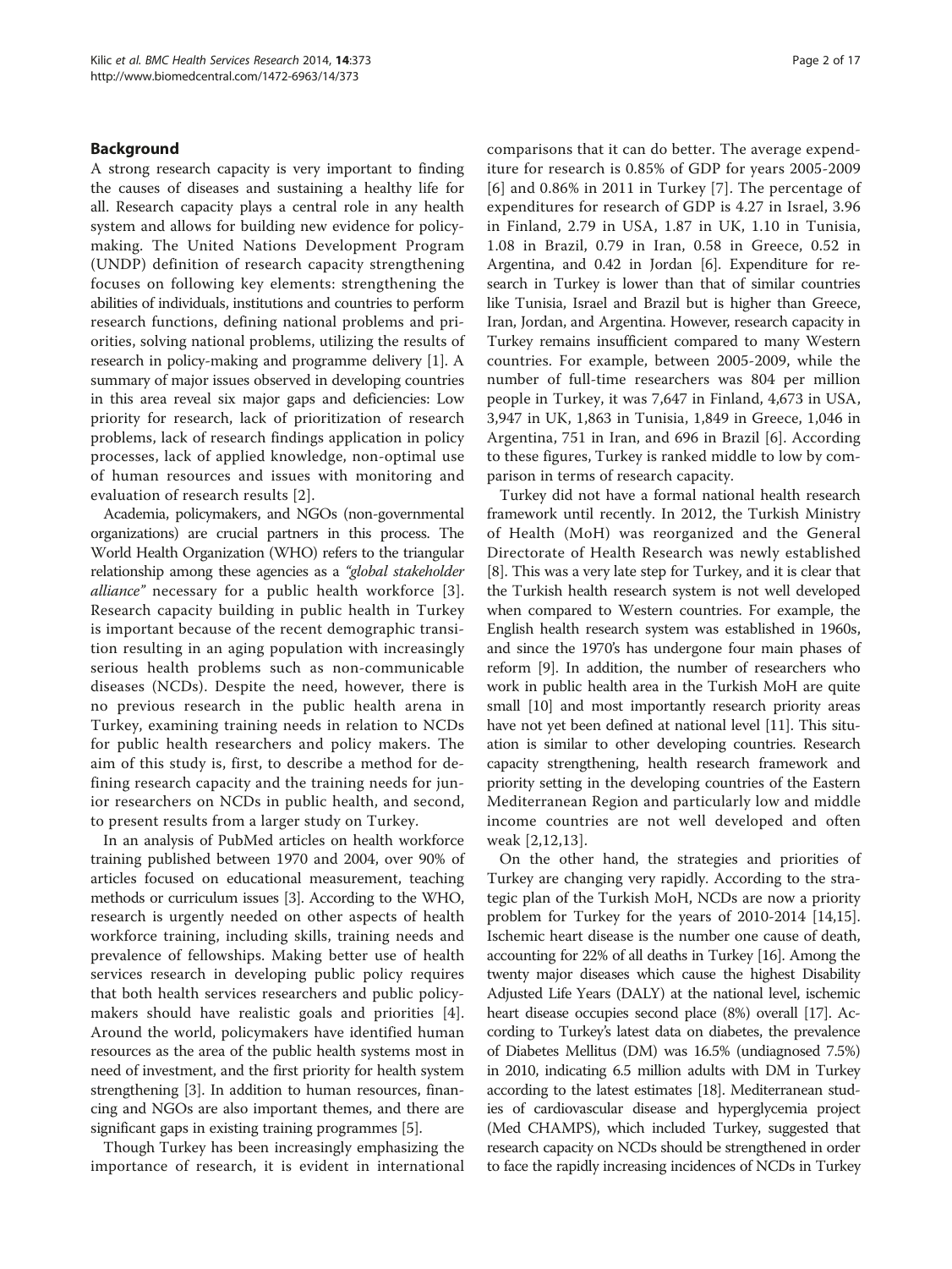## Background

A strong research capacity is very important to finding the causes of diseases and sustaining a healthy life for all. Research capacity plays a central role in any health system and allows for building new evidence for policy-making. The United Nations Development Program (UNDP) definition of research capacity strengthening focuses on following key elements: strengthening the abilities of individuals, institutions and countries to perform research functions, defining national problems and priorities, solving national problems, utilizing the results of research in policy-making and programme delivery [1]. A summary of major issues observed in developing countries in this area reveal six major gaps and deficiencies: Low priority for research, lack of prioritization of research problems, lack of research findings application in policy processes, lack of applied knowledge, non-optimal use of human resources and issues with monitoring and evaluation of research results [2].

Academia, policymakers, and NGOs (non-governmental organizations) are crucial partners in this process. The World Health Organization (WHO) refers to the triangular relationship among these agencies as a *"global stakeholder alliance"* necessary for a public health workforce [3]. Research capacity building in public health in Turkey is important because of the recent demographic transition resulting in an aging population with increasingly serious health problems such as non-communicable diseases (NCDs). Despite the need, however, there is no previous research in the public health arena in Turkey, examining training needs in relation to NCDs for public health researchers and policy makers. The aim of this study is, first, to describe a method for defining research capacity and the training needs for junior researchers on NCDs in public health, and second, to present results from a larger study on Turkey.

In an analysis of PubMed articles on health workforce training published between 1970 and 2004, over 90% of articles focused on educational measurement, teaching methods or curriculum issues [3]. According to the WHO, research is urgently needed on other aspects of health workforce training, including skills, training needs and prevalence of fellowships. Making better use of health services research in developing public policy requires that both health services researchers and public policymakers should have realistic goals and priorities [4]. Around the world, policymakers have identified human resources as the area of the public health systems most in need of investment, and the first priority for health system strengthening [3]. In addition to human resources, financing and NGOs are also important themes, and there are significant gaps in existing training programmes [5].

Though Turkey has been increasingly emphasizing the importance of research, it is evident in international comparisons that it can do better. The average expenditure for research is 0.85% of GDP for years 2005-2009 [6] and 0.86% in 2011 in Turkey [7]. The percentage of expenditures for research of GDP is 4.27 in Israel, 3.96 in Finland, 2.79 in USA, 1.87 in UK, 1.10 in Tunisia, 1.08 in Brazil, 0.79 in Iran, 0.58 in Greece, 0.52 in Argentina, and 0.42 in Jordan [6]. Expenditure for research in Turkey is lower than that of similar countries like Tunisia, Israel and Brazil but is higher than Greece, Iran, Jordan, and Argentina. However, research capacity in Turkey remains insufficient compared to many Western countries. For example, between 2005-2009, while the number of full-time researchers was 804 per million people in Turkey, it was 7,647 in Finland, 4,673 in USA, 3,947 in UK, 1,863 in Tunisia, 1,849 in Greece, 1,046 in Argentina, 751 in Iran, and 696 in Brazil [6]. According to these figures, Turkey is ranked middle to low by comparison in terms of research capacity.

Turkey did not have a formal national health research framework until recently. In 2012, the Turkish Ministry of Health (MoH) was reorganized and the General Directorate of Health Research was newly established [8]. This was a very late step for Turkey, and it is clear that the Turkish health research system is not well developed when compared to Western countries. For example, the English health research system was established in 1960s, and since the 1970's has undergone four main phases of reform [9]. In addition, the number of researchers who work in public health area in the Turkish MoH are quite small [10] and most importantly research priority areas have not yet been defined at national level [11]. This situation is similar to other developing countries. Research capacity strengthening, health research framework and priority setting in the developing countries of the Eastern Mediterranean Region and particularly low and middle income countries are not well developed and often weak [2,12,13].

On the other hand, the strategies and priorities of Turkey are changing very rapidly. According to the strategic plan of the Turkish MoH, NCDs are now a priority problem for Turkey for the years of 2010-2014 [14,15]. Ischemic heart disease is the number one cause of death, accounting for 22% of all deaths in Turkey [16]. Among the twenty major diseases which cause the highest Disability Adjusted Life Years (DALY) at the national level, ischemic heart disease occupies second place (8%) overall [17]. According to Turkey's latest data on diabetes, the prevalence of Diabetes Mellitus (DM) was 16.5% (undiagnosed 7.5%) in 2010, indicating 6.5 million adults with DM in Turkey according to the latest estimates [18]. Mediterranean studies of cardiovascular disease and hyperglycemia project (Med CHAMPS), which included Turkey, suggested that research capacity on NCDs should be strengthened in order to face the rapidly increasing incidences of NCDs in Turkey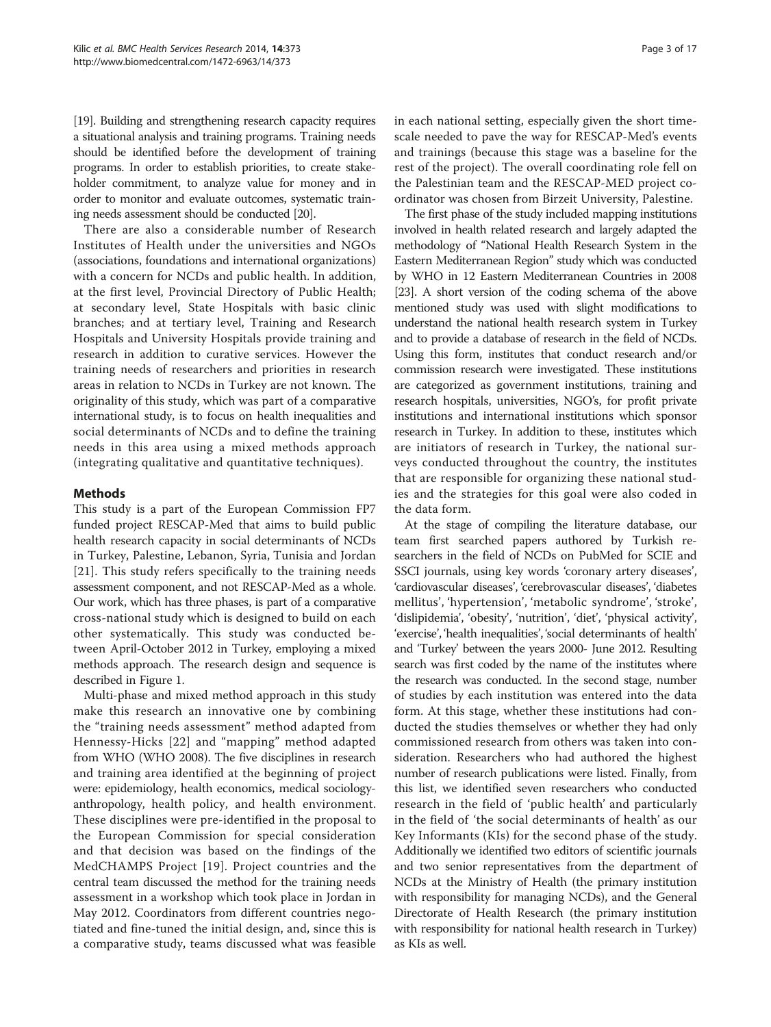[19]. Building and strengthening research capacity requires a situational analysis and training programs. Training needs should be identified before the development of training programs. In order to establish priorities, to create stakeholder commitment, to analyze value for money and in order to monitor and evaluate outcomes, systematic training needs assessment should be conducted [20].

There are also a considerable number of Research Institutes of Health under the universities and NGOs (associations, foundations and international organizations) with a concern for NCDs and public health. In addition, at the first level, Provincial Directory of Public Health; at secondary level, State Hospitals with basic clinic branches; and at tertiary level, Training and Research Hospitals and University Hospitals provide training and research in addition to curative services. However the training needs of researchers and priorities in research areas in relation to NCDs in Turkey are not known. The originality of this study, which was part of a comparative international study, is to focus on health inequalities and social determinants of NCDs and to define the training needs in this area using a mixed methods approach (integrating qualitative and quantitative techniques).

## Methods

This study is a part of the European Commission FP7 funded project RESCAP-Med that aims to build public health research capacity in social determinants of NCDs in Turkey, Palestine, Lebanon, Syria, Tunisia and Jordan [21]. This study refers specifically to the training needs assessment component, and not RESCAP-Med as a whole. Our work, which has three phases, is part of a comparative cross-national study which is designed to build on each other systematically. This study was conducted between April-October 2012 in Turkey, employing a mixed methods approach. The research design and sequence is described in Figure 1.

Multi-phase and mixed method approach in this study make this research an innovative one by combining the "training needs assessment" method adapted from Hennessy-Hicks [22] and "mapping" method adapted from WHO (WHO 2008). The five disciplines in research and training area identified at the beginning of project were: epidemiology, health economics, medical sociology-anthropology, health policy, and health environment. These disciplines were pre-identified in the proposal to the European Commission for special consideration and that decision was based on the findings of the MedCHAMPS Project [19]. Project countries and the central team discussed the method for the training needs assessment in a workshop which took place in Jordan in May 2012. Coordinators from different countries negotiated and fine-tuned the initial design, and, since this is a comparative study, teams discussed what was feasible in each national setting, especially given the short timescale needed to pave the way for RESCAP-Med's events and trainings (because this stage was a baseline for the rest of the project). The overall coordinating role fell on the Palestinian team and the RESCAP-MED project coordinator was chosen from Birzeit University, Palestine.

The first phase of the study included mapping institutions involved in health related research and largely adapted the methodology of "National Health Research System in the Eastern Mediterranean Region" study which was conducted by WHO in 12 Eastern Mediterranean Countries in 2008 [23]. A short version of the coding schema of the above mentioned study was used with slight modifications to understand the national health research system in Turkey and to provide a database of research in the field of NCDs. Using this form, institutes that conduct research and/or commission research were investigated. These institutions are categorized as government institutions, training and research hospitals, universities, NGO's, for profit private institutions and international institutions which sponsor research in Turkey. In addition to these, institutes which are initiators of research in Turkey, the national surveys conducted throughout the country, the institutes that are responsible for organizing these national studies and the strategies for this goal were also coded in the data form.

At the stage of compiling the literature database, our team first searched papers authored by Turkish researchers in the field of NCDs on PubMed for SCIE and SSCI journals, using key words 'coronary artery diseases', 'cardiovascular diseases', 'cerebrovascular diseases', 'diabetes mellitus', 'hypertension', 'metabolic syndrome', 'stroke', 'dislipidemia', 'obesity', 'nutrition', 'diet', 'physical activity', 'exercise', 'health inequalities', 'social determinants of health' and 'Turkey' between the years 2000- June 2012. Resulting search was first coded by the name of the institutes where the research was conducted. In the second stage, number of studies by each institution was entered into the data form. At this stage, whether these institutions had conducted the studies themselves or whether they had only commissioned research from others was taken into consideration. Researchers who had authored the highest number of research publications were listed. Finally, from this list, we identified seven researchers who conducted research in the field of 'public health' and particularly in the field of 'the social determinants of health' as our Key Informants (KIs) for the second phase of the study. Additionally we identified two editors of scientific journals and two senior representatives from the department of NCDs at the Ministry of Health (the primary institution with responsibility for managing NCDs), and the General Directorate of Health Research (the primary institution with responsibility for national health research in Turkey) as KIs as well.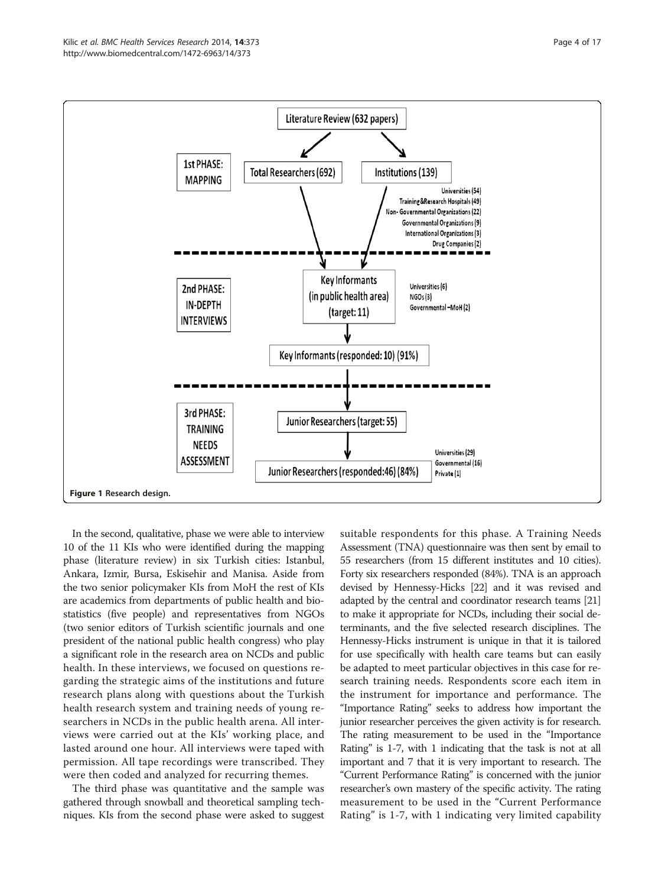Figure 1 Research design.

In the second, qualitative, phase we were able to interview 10 of the 11 KIs who were identified during the mapping phase (literature review) in six Turkish cities: Istanbul, Ankara, Izmir, Bursa, Eskisehir and Manisa. Aside from the two senior policymaker KIs from MoH the rest of KIs are academics from departments of public health and biostatistics (five people) and representatives from NGOs (two senior editors of Turkish scientific journals and one president of the national public health congress) who play a significant role in the research area on NCDs and public health. In these interviews, we focused on questions regarding the strategic aims of the institutions and future research plans along with questions about the Turkish health research system and training needs of young researchers in NCDs in the public health arena. All interviews were carried out at the KIs' working place, and lasted around one hour. All interviews were taped with permission. All tape recordings were transcribed. They were then coded and analyzed for recurring themes.

The third phase was quantitative and the sample was gathered through snowball and theoretical sampling techniques. KIs from the second phase were asked to suggest suitable respondents for this phase. A Training Needs Assessment (TNA) questionnaire was then sent by email to 55 researchers (from 15 different institutes and 10 cities). Forty six researchers responded (84%). TNA is an approach devised by Hennessy-Hicks [22] and it was revised and adapted by the central and coordinator research teams [21] to make it appropriate for NCDs, including their social determinants, and the five selected research disciplines. The Hennessy-Hicks instrument is unique in that it is tailored for use specifically with health care teams but can easily be adapted to meet particular objectives in this case for research training needs. Respondents score each item in the instrument for importance and performance. The "Importance Rating" seeks to address how important the junior researcher perceives the given activity is for research. The rating measurement to be used in the "Importance Rating" is 1-7, with 1 indicating that the task is not at all important and 7 that it is very important to research. The "Current Performance Rating" is concerned with the junior researcher's own mastery of the specific activity. The rating measurement to be used in the "Current Performance Rating" is 1-7, with 1 indicating very limited capability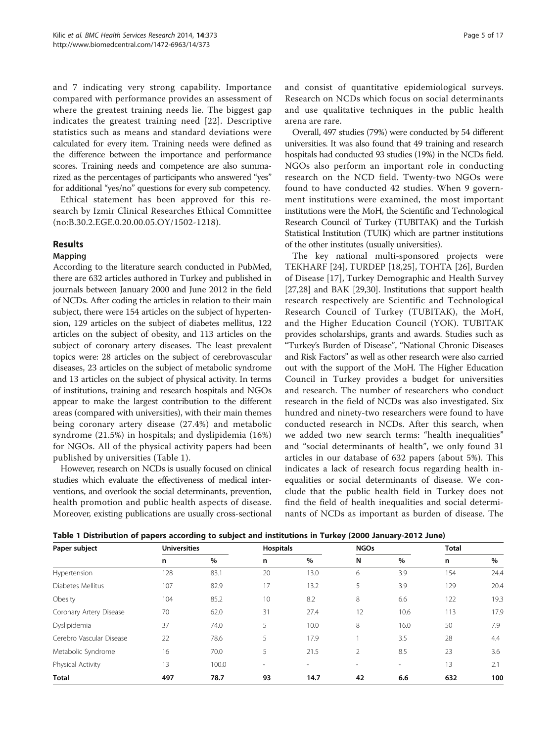and 7 indicating very strong capability. Importance compared with performance provides an assessment of where the greatest training needs lie. The biggest gap indicates the greatest training need [22]. Descriptive statistics such as means and standard deviations were calculated for every item. Training needs were defined as the difference between the importance and performance scores. Training needs and competence are also summarized as the percentages of participants who answered "yes" for additional "yes/no" questions for every sub competency.

Ethical statement has been approved for this research by Izmir Clinical Researches Ethical Committee (no:B.30.2.EGE.0.20.00.05.OY/1502-1218).

## Results

### Mapping

According to the literature search conducted in PubMed, there are 632 articles authored in Turkey and published in journals between January 2000 and June 2012 in the field of NCDs. After coding the articles in relation to their main subject, there were 154 articles on the subject of hypertension, 129 articles on the subject of diabetes mellitus, 122 articles on the subject of obesity, and 113 articles on the subject of coronary artery diseases. The least prevalent topics were: 28 articles on the subject of cerebrovascular diseases, 23 articles on the subject of metabolic syndrome and 13 articles on the subject of physical activity. In terms of institutions, training and research hospitals and NGOs appear to make the largest contribution to the different areas (compared with universities), with their main themes being coronary artery disease (27.4%) and metabolic syndrome (21.5%) in hospitals; and dyslipidemia (16%) for NGOs. All of the physical activity papers had been published by universities (Table 1).

However, research on NCDs is usually focused on clinical studies which evaluate the effectiveness of medical interventions, and overlook the social determinants, prevention, health promotion and public health aspects of disease. Moreover, existing publications are usually cross-sectional and consist of quantitative epidemiological surveys. Research on NCDs which focus on social determinants and use qualitative techniques in the public health arena are rare.

Overall, 497 studies (79%) were conducted by 54 different universities. It was also found that 49 training and research hospitals had conducted 93 studies (19%) in the NCDs field. NGOs also perform an important role in conducting research on the NCD field. Twenty-two NGOs were found to have conducted 42 studies. When 9 government institutions were examined, the most important institutions were the MoH, the Scientific and Technological Research Council of Turkey (TUBITAK) and the Turkish Statistical Institution (TUIK) which are partner institutions of the other institutes (usually universities).

The key national multi-sponsored projects were TEKHARF [24], TURDEP [18,25], TOHTA [26], Burden of Disease [17], Turkey Demographic and Health Survey [27,28] and BAK [29,30]. Institutions that support health research respectively are Scientific and Technological Research Council of Turkey (TUBITAK), the MoH, and the Higher Education Council (YOK). TUBITAK provides scholarships, grants and awards. Studies such as "Turkey's Burden of Disease", "National Chronic Diseases and Risk Factors" as well as other research were also carried out with the support of the MoH. The Higher Education Council in Turkey provides a budget for universities and research. The number of researchers who conduct research in the field of NCDs was also investigated. Six hundred and ninety-two researchers were found to have conducted research in NCDs. After this search, when we added two new search terms: "health inequalities" and "social determinants of health", we only found 31 articles in our database of 632 papers (about 5%). This indicates a lack of research focus regarding health inequalities or social determinants of disease. We conclude that the public health field in Turkey does not find the field of health inequalities and social determinants of NCDs as important as burden of disease. The

**Table 1 Distribution of papers according to subject and institutions in Turkey (2000 January-2012 June)**

| Paper subject | Universities | | Hospitals | | NGOs | | Total | |
|---|---|---|---|---|---|---|---|---|
| | n | % | n | % | N | % | n | % |
| Hypertension | 128 | 83.1 | 20 | 13.0 | 6 | 3.9 | 154 | 24.4 |
| Diabetes Mellitus | 107 | 82.9 | 17 | 13.2 | 5 | 3.9 | 129 | 20.4 |
| Obesity | 104 | 85.2 | 10 | 8.2 | 8 | 6.6 | 122 | 19.3 |
| Coronary Artery Disease | 70 | 62.0 | 31 | 27.4 | 12 | 10.6 | 113 | 17.9 |
| Dyslipidemia | 37 | 74.0 | 5 | 10.0 | 8 | 16.0 | 50 | 7.9 |
| Cerebro Vascular Disease | 22 | 78.6 | 5 | 17.9 | 1 | 3.5 | 28 | 4.4 |
| Metabolic Syndrome | 16 | 70.0 | 5 | 21.5 | 2 | 8.5 | 23 | 3.6 |
| Physical Activity | 13 | 100.0 | - | - | - | - | 13 | 2.1 |
| **Total** | **497** | **78.7** | **93** | **14.7** | **42** | **6.6** | **632** | **100** |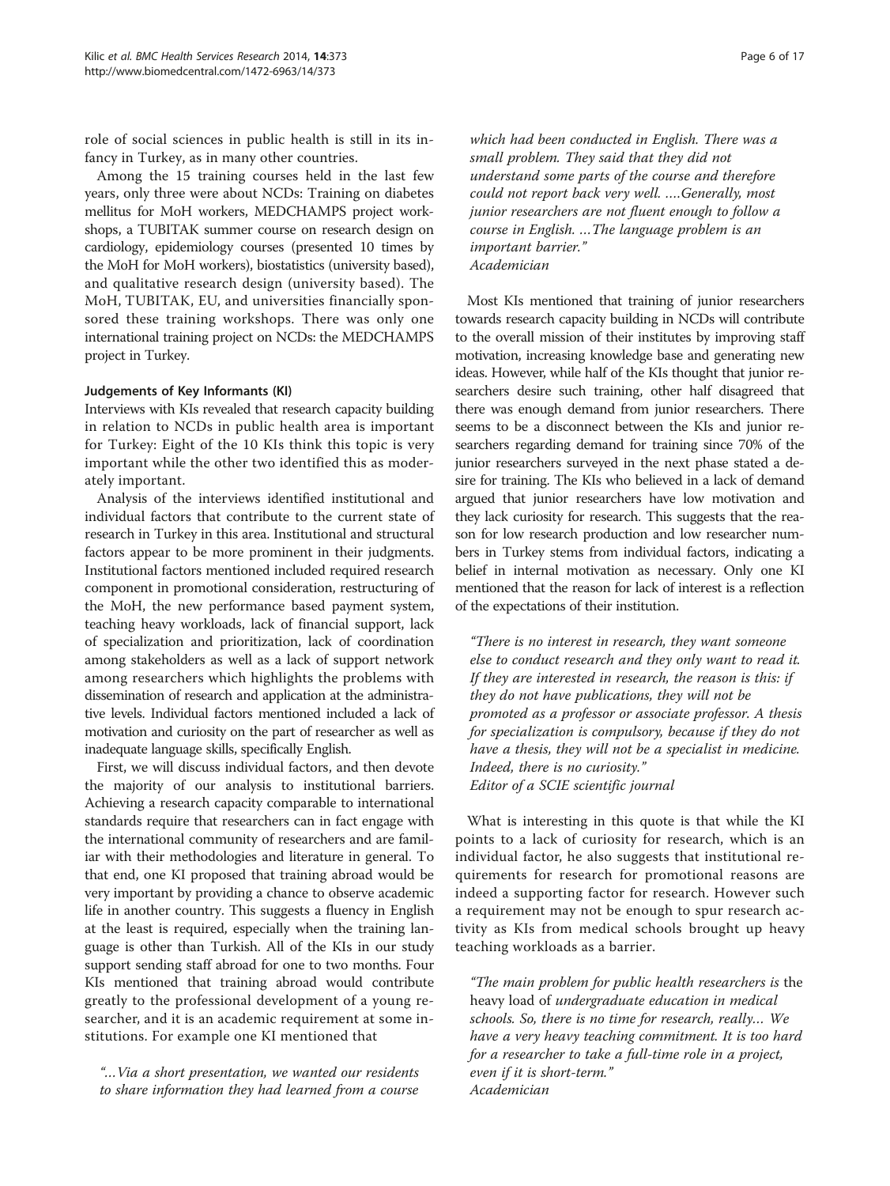role of social sciences in public health is still in its infancy in Turkey, as in many other countries.

Among the 15 training courses held in the last few years, only three were about NCDs: Training on diabetes mellitus for MoH workers, MEDCHAMPS project workshops, a TUBITAK summer course on research design on cardiology, epidemiology courses (presented 10 times by the MoH for MoH workers), biostatistics (university based), and qualitative research design (university based). The MoH, TUBITAK, EU, and universities financially sponsored these training workshops. There was only one international training project on NCDs: the MEDCHAMPS project in Turkey.

#### Judgements of Key Informants (KI)

Interviews with KIs revealed that research capacity building in relation to NCDs in public health area is important for Turkey: Eight of the 10 KIs think this topic is very important while the other two identified this as moderately important.

Analysis of the interviews identified institutional and individual factors that contribute to the current state of research in Turkey in this area. Institutional and structural factors appear to be more prominent in their judgments. Institutional factors mentioned included required research component in promotional consideration, restructuring of the MoH, the new performance based payment system, teaching heavy workloads, lack of financial support, lack of specialization and prioritization, lack of coordination among stakeholders as well as a lack of support network among researchers which highlights the problems with dissemination of research and application at the administrative levels. Individual factors mentioned included a lack of motivation and curiosity on the part of researcher as well as inadequate language skills, specifically English.

First, we will discuss individual factors, and then devote the majority of our analysis to institutional barriers. Achieving a research capacity comparable to international standards require that researchers can in fact engage with the international community of researchers and are familiar with their methodologies and literature in general. To that end, one KI proposed that training abroad would be very important by providing a chance to observe academic life in another country. This suggests a fluency in English at the least is required, especially when the training language is other than Turkish. All of the KIs in our study support sending staff abroad for one to two months. Four KIs mentioned that training abroad would contribute greatly to the professional development of a young researcher, and it is an academic requirement at some institutions. For example one KI mentioned that

> *"…Via a short presentation, we wanted our residents to share information they had learned from a course which had been conducted in English. There was a small problem. They said that they did not understand some parts of the course and therefore could not report back very well. ….Generally, most junior researchers are not fluent enough to follow a course in English. …The language problem is an important barrier."*
> *Academician*

Most KIs mentioned that training of junior researchers towards research capacity building in NCDs will contribute to the overall mission of their institutes by improving staff motivation, increasing knowledge base and generating new ideas. However, while half of the KIs thought that junior researchers desire such training, other half disagreed that there was enough demand from junior researchers. There seems to be a disconnect between the KIs and junior researchers regarding demand for training since 70% of the junior researchers surveyed in the next phase stated a desire for training. The KIs who believed in a lack of demand argued that junior researchers have low motivation and they lack curiosity for research. This suggests that the reason for low research production and low researcher numbers in Turkey stems from individual factors, indicating a belief in internal motivation as necessary. Only one KI mentioned that the reason for lack of interest is a reflection of the expectations of their institution.

> *"There is no interest in research, they want someone else to conduct research and they only want to read it. If they are interested in research, the reason is this: if they do not have publications, they will not be promoted as a professor or associate professor. A thesis for specialization is compulsory, because if they do not have a thesis, they will not be a specialist in medicine. Indeed, there is no curiosity."*
> *Editor of a SCIE scientific journal*

What is interesting in this quote is that while the KI points to a lack of curiosity for research, which is an individual factor, he also suggests that institutional requirements for research for promotional reasons are indeed a supporting factor for research. However such a requirement may not be enough to spur research activity as KIs from medical schools brought up heavy teaching workloads as a barrier.

> *"The main problem for public health researchers is* the heavy load of *undergraduate education in medical schools. So, there is no time for research, really… We have a very heavy teaching commitment. It is too hard for a researcher to take a full-time role in a project, even if it is short-term."*
> *Academician*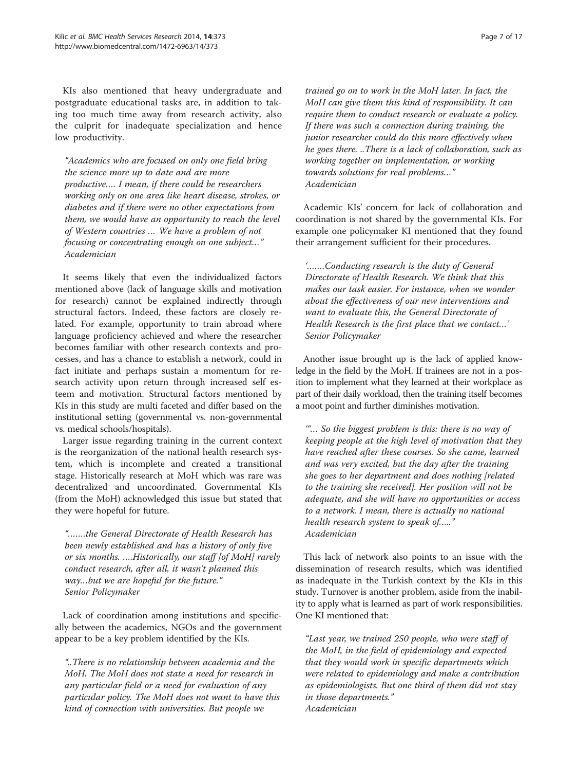KIs also mentioned that heavy undergraduate and postgraduate educational tasks are, in addition to taking too much time away from research activity, also the culprit for inadequate specialization and hence low productivity.

> *"Academics who are focused on only one field bring the science more up to date and are more productive.... I mean, if there could be researchers working only on one area like heart disease, strokes, or diabetes and if there were no other expectations from them, we would have an opportunity to reach the level of Western countries ... We have a problem of not focusing or concentrating enough on one subject..."*
> *Academician*

It seems likely that even the individualized factors mentioned above (lack of language skills and motivation for research) cannot be explained indirectly through structural factors. Indeed, these factors are closely related. For example, opportunity to train abroad where language proficiency achieved and where the researcher becomes familiar with other research contexts and processes, and has a chance to establish a network, could in fact initiate and perhaps sustain a momentum for research activity upon return through increased self esteem and motivation. Structural factors mentioned by KIs in this study are multi faceted and differ based on the institutional setting (governmental vs. non-governmental vs. medical schools/hospitals).

Larger issue regarding training in the current context is the reorganization of the national health research system, which is incomplete and created a transitional stage. Historically research at MoH which was rare was decentralized and uncoordinated. Governmental KIs (from the MoH) acknowledged this issue but stated that they were hopeful for future.

> *".......the General Directorate of Health Research has been newly established and has a history of only five or six months. ....Historically, our staff [of MoH] rarely conduct research, after all, it wasn't planned this way...but we are hopeful for the future."*
> *Senior Policymaker*

Lack of coordination among institutions and specifically between the academics, NGOs and the government appear to be a key problem identified by the KIs.

> *"..There is no relationship between academia and the MoH. The MoH does not state a need for research in any particular field or a need for evaluation of any particular policy. The MoH does not want to have this kind of connection with universities. But people we trained go on to work in the MoH later. In fact, the MoH can give them this kind of responsibility. It can require them to conduct research or evaluate a policy. If there was such a connection during training, the junior researcher could do this more effectively when he goes there. ..There is a lack of collaboration, such as working together on implementation, or working towards solutions for real problems..."*
> *Academician*

Academic KIs' concern for lack of collaboration and coordination is not shared by the governmental KIs. For example one policymaker KI mentioned that they found their arrangement sufficient for their procedures.

> *'.......Conducting research is the duty of General Directorate of Health Research. We think that this makes our task easier. For instance, when we wonder about the effectiveness of our new interventions and want to evaluate this, the General Directorate of Health Research is the first place that we contact...'*
> *Senior Policymaker*

Another issue brought up is the lack of applied knowledge in the field by the MoH. If trainees are not in a position to implement what they learned at their workplace as part of their daily workload, then the training itself becomes a moot point and further diminishes motivation.

> *'"... So the biggest problem is this: there is no way of keeping people at the high level of motivation that they have reached after these courses. So she came, learned and was very excited, but the day after the training she goes to her department and does nothing [related to the training she received]. Her position will not be adequate, and she will have no opportunities or access to a network. I mean, there is actually no national health research system to speak of....."*
> *Academician*

This lack of network also points to an issue with the dissemination of research results, which was identified as inadequate in the Turkish context by the KIs in this study. Turnover is another problem, aside from the inability to apply what is learned as part of work responsibilities. One KI mentioned that:

> *"Last year, we trained 250 people, who were staff of the MoH, in the field of epidemiology and expected that they would work in specific departments which were related to epidemiology and make a contribution as epidemiologists. But one third of them did not stay in those departments."*
> *Academician*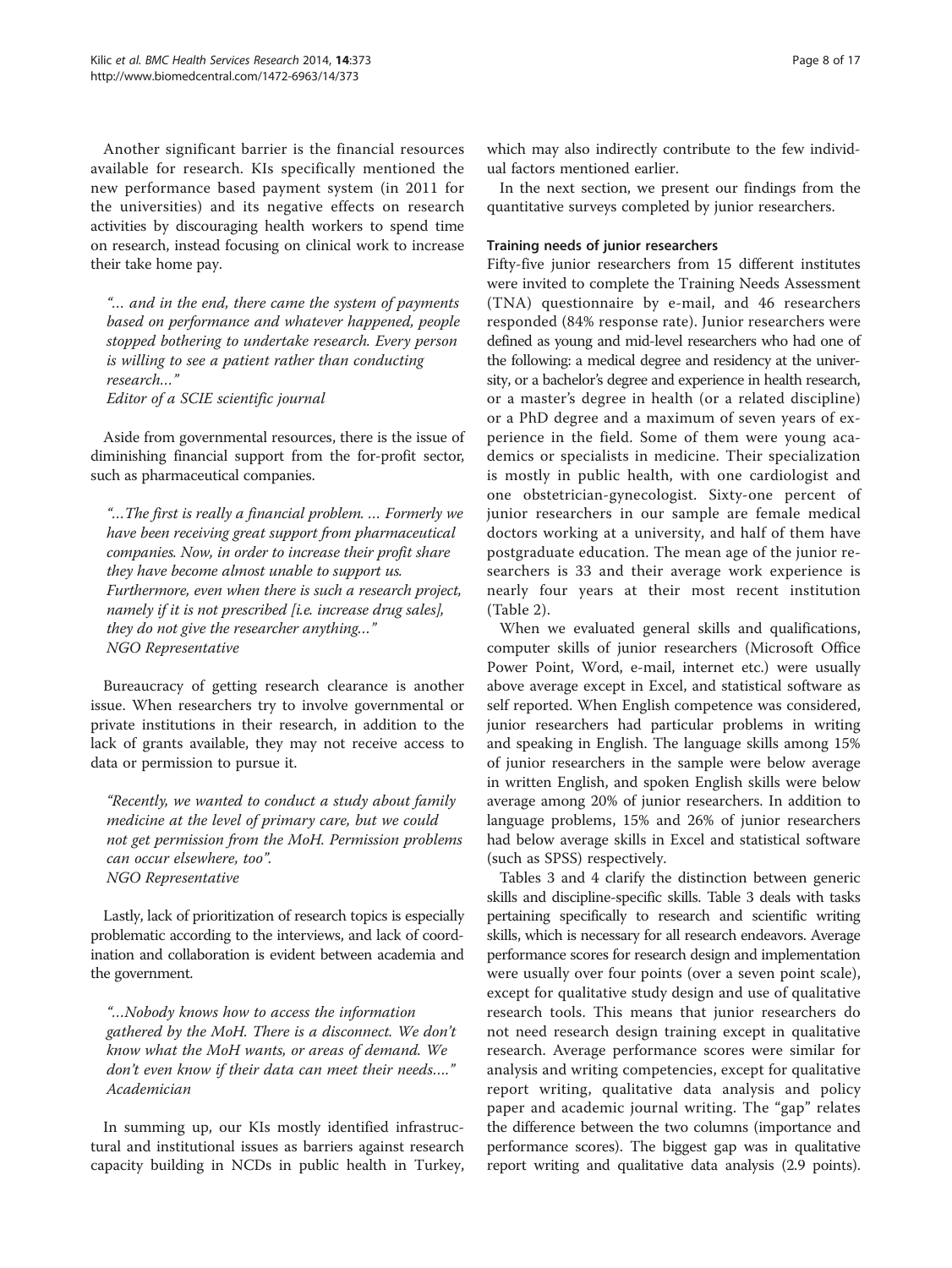Another significant barrier is the financial resources available for research. KIs specifically mentioned the new performance based payment system (in 2011 for the universities) and its negative effects on research activities by discouraging health workers to spend time on research, instead focusing on clinical work to increase their take home pay.

> *"... and in the end, there came the system of payments based on performance and whatever happened, people stopped bothering to undertake research. Every person is willing to see a patient rather than conducting research..."*
> *Editor of a SCIE scientific journal*

Aside from governmental resources, there is the issue of diminishing financial support from the for-profit sector, such as pharmaceutical companies.

> *"...The first is really a financial problem. ... Formerly we have been receiving great support from pharmaceutical companies. Now, in order to increase their profit share they have become almost unable to support us. Furthermore, even when there is such a research project, namely if it is not prescribed [i.e. increase drug sales], they do not give the researcher anything..."*
> *NGO Representative*

Bureaucracy of getting research clearance is another issue. When researchers try to involve governmental or private institutions in their research, in addition to the lack of grants available, they may not receive access to data or permission to pursue it.

> *"Recently, we wanted to conduct a study about family medicine at the level of primary care, but we could not get permission from the MoH. Permission problems can occur elsewhere, too".*
> *NGO Representative*

Lastly, lack of prioritization of research topics is especially problematic according to the interviews, and lack of coordination and collaboration is evident between academia and the government.

> *"...Nobody knows how to access the information gathered by the MoH. There is a disconnect. We don't know what the MoH wants, or areas of demand. We don't even know if their data can meet their needs...."*
> *Academician*

In summing up, our KIs mostly identified infrastructural and institutional issues as barriers against research capacity building in NCDs in public health in Turkey, which may also indirectly contribute to the few individual factors mentioned earlier.

In the next section, we present our findings from the quantitative surveys completed by junior researchers.

#### Training needs of junior researchers

Fifty-five junior researchers from 15 different institutes were invited to complete the Training Needs Assessment (TNA) questionnaire by e-mail, and 46 researchers responded (84% response rate). Junior researchers were defined as young and mid-level researchers who had one of the following: a medical degree and residency at the university, or a bachelor's degree and experience in health research, or a master's degree in health (or a related discipline) or a PhD degree and a maximum of seven years of experience in the field. Some of them were young academics or specialists in medicine. Their specialization is mostly in public health, with one cardiologist and one obstetrician-gynecologist. Sixty-one percent of junior researchers in our sample are female medical doctors working at a university, and half of them have postgraduate education. The mean age of the junior researchers is 33 and their average work experience is nearly four years at their most recent institution (Table 2).

When we evaluated general skills and qualifications, computer skills of junior researchers (Microsoft Office Power Point, Word, e-mail, internet etc.) were usually above average except in Excel, and statistical software as self reported. When English competence was considered, junior researchers had particular problems in writing and speaking in English. The language skills among 15% of junior researchers in the sample were below average in written English, and spoken English skills were below average among 20% of junior researchers. In addition to language problems, 15% and 26% of junior researchers had below average skills in Excel and statistical software (such as SPSS) respectively.

Tables 3 and 4 clarify the distinction between generic skills and discipline-specific skills. Table 3 deals with tasks pertaining specifically to research and scientific writing skills, which is necessary for all research endeavors. Average performance scores for research design and implementation were usually over four points (over a seven point scale), except for qualitative study design and use of qualitative research tools. This means that junior researchers do not need research design training except in qualitative research. Average performance scores were similar for analysis and writing competencies, except for qualitative report writing, qualitative data analysis and policy paper and academic journal writing. The "gap" relates the difference between the two columns (importance and performance scores). The biggest gap was in qualitative report writing and qualitative data analysis (2.9 points).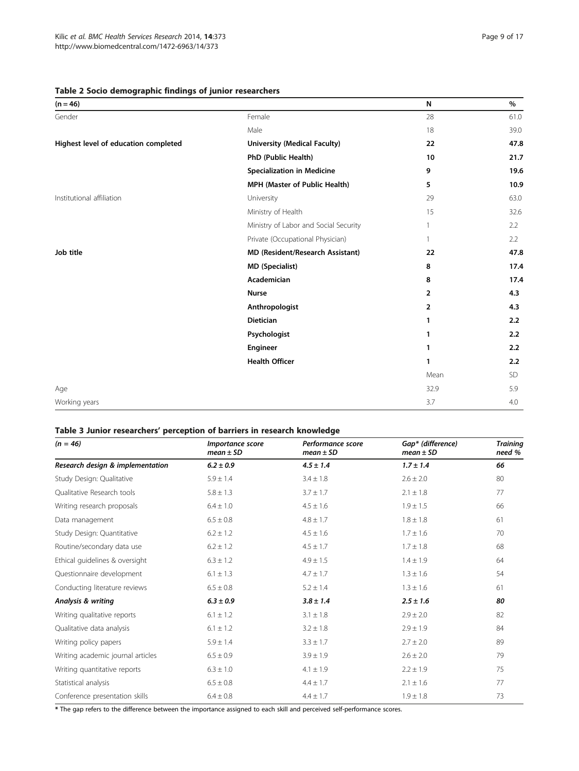**Table 2 Socio demographic findings of junior researchers**

| (n = 46) | | N | % |
|---|---|---|---|
| Gender | Female | 28 | 61.0 |
| | Male | 18 | 39.0 |
| **Highest level of education completed** | **University (Medical Faculty)** | **22** | **47.8** |
| | **PhD (Public Health)** | **10** | **21.7** |
| | **Specialization in Medicine** | **9** | **19.6** |
| | **MPH (Master of Public Health)** | **5** | **10.9** |
| Institutional affiliation | University | 29 | 63.0 |
| | Ministry of Health | 15 | 32.6 |
| | Ministry of Labor and Social Security | 1 | 2.2 |
| | Private (Occupational Physician) | 1 | 2.2 |
| **Job title** | **MD (Resident/Research Assistant)** | **22** | **47.8** |
| | **MD (Specialist)** | **8** | **17.4** |
| | **Academician** | **8** | **17.4** |
| | **Nurse** | **2** | **4.3** |
| | **Anthropologist** | **2** | **4.3** |
| | **Dietician** | **1** | **2.2** |
| | **Psychologist** | **1** | **2.2** |
| | **Engineer** | **1** | **2.2** |
| | **Health Officer** | **1** | **2.2** |
| | | Mean | SD |
| Age | | 32.9 | 5.9 |
| Working years | | 3.7 | 4.0 |

**Table 3 Junior researchers' perception of barriers in research knowledge**

| *(n = 46)* | *Importance score mean ± SD* | *Performance score mean ± SD* | *Gap\* (difference) mean ± SD* | *Training need %* |
|---|---|---|---|---|
| ***Research design & implementation*** | ***6.2 ± 0.9*** | ***4.5 ± 1.4*** | ***1.7 ± 1.4*** | ***66*** |
| Study Design: Qualitative | 5.9 ± 1.4 | 3.4 ± 1.8 | 2.6 ± 2.0 | 80 |
| Qualitative Research tools | 5.8 ± 1.3 | 3.7 ± 1.7 | 2.1 ± 1.8 | 77 |
| Writing research proposals | 6.4 ± 1.0 | 4.5 ± 1.6 | 1.9 ± 1.5 | 66 |
| Data management | 6.5 ± 0.8 | 4.8 ± 1.7 | 1.8 ± 1.8 | 61 |
| Study Design: Quantitative | 6.2 ± 1.2 | 4.5 ± 1.6 | 1.7 ± 1.6 | 70 |
| Routine/secondary data use | 6.2 ± 1.2 | 4.5 ± 1.7 | 1.7 ± 1.8 | 68 |
| Ethical guidelines & oversight | 6.3 ± 1.2 | 4.9 ± 1.5 | 1.4 ± 1.9 | 64 |
| Questionnaire development | 6.1 ± 1.3 | 4.7 ± 1.7 | 1.3 ± 1.6 | 54 |
| Conducting literature reviews | 6.5 ± 0.8 | 5.2 ± 1.4 | 1.3 ± 1.6 | 61 |
| ***Analysis & writing*** | ***6.3 ± 0.9*** | ***3.8 ± 1.4*** | ***2.5 ± 1.6*** | ***80*** |
| Writing qualitative reports | 6.1 ± 1.2 | 3.1 ± 1.8 | 2.9 ± 2.0 | 82 |
| Qualitative data analysis | 6.1 ± 1.2 | 3.2 ± 1.8 | 2.9 ± 1.9 | 84 |
| Writing policy papers | 5.9 ± 1.4 | 3.3 ± 1.7 | 2.7 ± 2.0 | 89 |
| Writing academic journal articles | 6.5 ± 0.9 | 3.9 ± 1.9 | 2.6 ± 2.0 | 79 |
| Writing quantitative reports | 6.3 ± 1.0 | 4.1 ± 1.9 | 2.2 ± 1.9 | 75 |
| Statistical analysis | 6.5 ± 0.8 | 4.4 ± 1.7 | 2.1 ± 1.6 | 77 |
| Conference presentation skills | 6.4 ± 0.8 | 4.4 ± 1.7 | 1.9 ± 1.8 | 73 |

**\*** The gap refers to the difference between the importance assigned to each skill and perceived self-performance scores.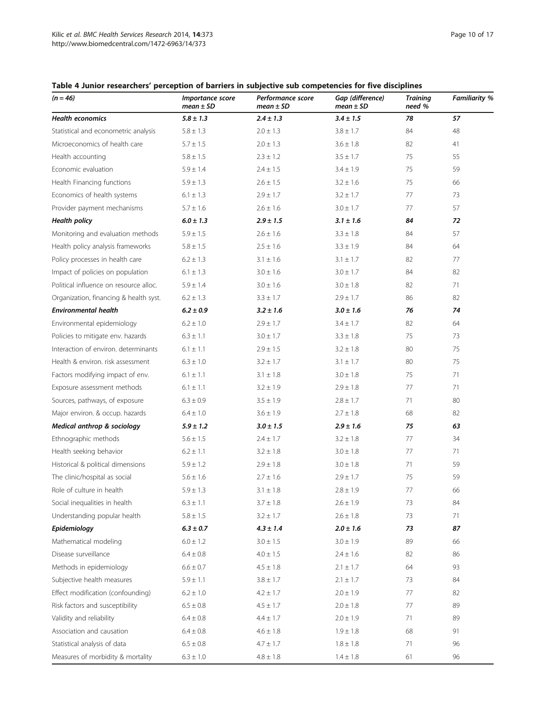**Table 4 Junior researchers' perception of barriers in subjective sub competencies for five disciplines**

| *(n = 46)* | *Importance score mean ± SD* | *Performance score mean ± SD* | *Gap (difference) mean ± SD* | *Training need %* | *Familiarity %* |
|---|---|---|---|---|---|
| ***Health economics*** | ***5.8 ± 1.3*** | ***2.4 ± 1.3*** | ***3.4 ± 1.5*** | ***78*** | ***57*** |
| Statistical and econometric analysis | 5.8 ± 1.3 | 2.0 ± 1.3 | 3.8 ± 1.7 | 84 | 48 |
| Microeconomics of health care | 5.7 ± 1.5 | 2.0 ± 1.3 | 3.6 ± 1.8 | 82 | 41 |
| Health accounting | 5.8 ± 1.5 | 2.3 ± 1.2 | 3.5 ± 1.7 | 75 | 55 |
| Economic evaluation | 5.9 ± 1.4 | 2.4 ± 1.5 | 3.4 ± 1.9 | 75 | 59 |
| Health Financing functions | 5.9 ± 1.3 | 2.6 ± 1.5 | 3.2 ± 1.6 | 75 | 66 |
| Economics of health systems | 6.1 ± 1.3 | 2.9 ± 1.7 | 3.2 ± 1.7 | 77 | 73 |
| Provider payment mechanisms | 5.7 ± 1.6 | 2.6 ± 1.6 | 3.0 ± 1.7 | 77 | 57 |
| ***Health policy*** | ***6.0 ± 1.3*** | ***2.9 ± 1.5*** | ***3.1 ± 1.6*** | ***84*** | ***72*** |
| Monitoring and evaluation methods | 5.9 ± 1.5 | 2.6 ± 1.6 | 3.3 ± 1.8 | 84 | 57 |
| Health policy analysis frameworks | 5.8 ± 1.5 | 2.5 ± 1.6 | 3.3 ± 1.9 | 84 | 64 |
| Policy processes in health care | 6.2 ± 1.3 | 3.1 ± 1.6 | 3.1 ± 1.7 | 82 | 77 |
| Impact of policies on population | 6.1 ± 1.3 | 3.0 ± 1.6 | 3.0 ± 1.7 | 84 | 82 |
| Political influence on resource alloc. | 5.9 ± 1.4 | 3.0 ± 1.6 | 3.0 ± 1.8 | 82 | 71 |
| Organization, financing & health syst. | 6.2 ± 1.3 | 3.3 ± 1.7 | 2.9 ± 1.7 | 86 | 82 |
| ***Environmental health*** | ***6.2 ± 0.9*** | ***3.2 ± 1.6*** | ***3.0 ± 1.6*** | ***76*** | ***74*** |
| Environmental epidemiology | 6.2 ± 1.0 | 2.9 ± 1.7 | 3.4 ± 1.7 | 82 | 64 |
| Policies to mitigate env. hazards | 6.3 ± 1.1 | 3.0 ± 1.7 | 3.3 ± 1.8 | 75 | 73 |
| Interaction of environ. determinants | 6.1 ± 1.1 | 2.9 ± 1.5 | 3.2 ± 1.8 | 80 | 75 |
| Health & environ. risk assessment | 6.3 ± 1.0 | 3.2 ± 1.7 | 3.1 ± 1.7 | 80 | 75 |
| Factors modifying impact of env. | 6.1 ± 1.1 | 3.1 ± 1.8 | 3.0 ± 1.8 | 75 | 71 |
| Exposure assessment methods | 6.1 ± 1.1 | 3.2 ± 1.9 | 2.9 ± 1.8 | 77 | 71 |
| Sources, pathways, of exposure | 6.3 ± 0.9 | 3.5 ± 1.9 | 2.8 ± 1.7 | 71 | 80 |
| Major environ. & occup. hazards | 6.4 ± 1.0 | 3.6 ± 1.9 | 2.7 ± 1.8 | 68 | 82 |
| ***Medical anthrop & sociology*** | ***5.9 ± 1.2*** | ***3.0 ± 1.5*** | ***2.9 ± 1.6*** | ***75*** | ***63*** |
| Ethnographic methods | 5.6 ± 1.5 | 2.4 ± 1.7 | 3.2 ± 1.8 | 77 | 34 |
| Health seeking behavior | 6.2 ± 1.1 | 3.2 ± 1.8 | 3.0 ± 1.8 | 77 | 71 |
| Historical & political dimensions | 5.9 ± 1.2 | 2.9 ± 1.8 | 3.0 ± 1.8 | 71 | 59 |
| The clinic/hospital as social | 5.6 ± 1.6 | 2.7 ± 1.6 | 2.9 ± 1.7 | 75 | 59 |
| Role of culture in health | 5.9 ± 1.3 | 3.1 ± 1.8 | 2.8 ± 1.9 | 77 | 66 |
| Social inequalities in health | 6.3 ± 1.1 | 3.7 ± 1.8 | 2.6 ± 1.9 | 73 | 84 |
| Understanding popular health | 5.8 ± 1.5 | 3.2 ± 1.7 | 2.6 ± 1.8 | 73 | 71 |
| ***Epidemiology*** | ***6.3 ± 0.7*** | ***4.3 ± 1.4*** | ***2.0 ± 1.6*** | ***73*** | ***87*** |
| Mathematical modeling | 6.0 ± 1.2 | 3.0 ± 1.5 | 3.0 ± 1.9 | 89 | 66 |
| Disease surveillance | 6.4 ± 0.8 | 4.0 ± 1.5 | 2.4 ± 1.6 | 82 | 86 |
| Methods in epidemiology | 6.6 ± 0.7 | 4.5 ± 1.8 | 2.1 ± 1.7 | 64 | 93 |
| Subjective health measures | 5.9 ± 1.1 | 3.8 ± 1.7 | 2.1 ± 1.7 | 73 | 84 |
| Effect modification (confounding) | 6.2 ± 1.0 | 4.2 ± 1.7 | 2.0 ± 1.9 | 77 | 82 |
| Risk factors and susceptibility | 6.5 ± 0.8 | 4.5 ± 1.7 | 2.0 ± 1.8 | 77 | 89 |
| Validity and reliability | 6.4 ± 0.8 | 4.4 ± 1.7 | 2.0 ± 1.9 | 71 | 89 |
| Association and causation | 6.4 ± 0.8 | 4.6 ± 1.8 | 1.9 ± 1.8 | 68 | 91 |
| Statistical analysis of data | 6.5 ± 0.8 | 4.7 ± 1.7 | 1.8 ± 1.8 | 71 | 96 |
| Measures of morbidity & mortality | 6.3 ± 1.0 | 4.8 ± 1.8 | 1.4 ± 1.8 | 61 | 96 |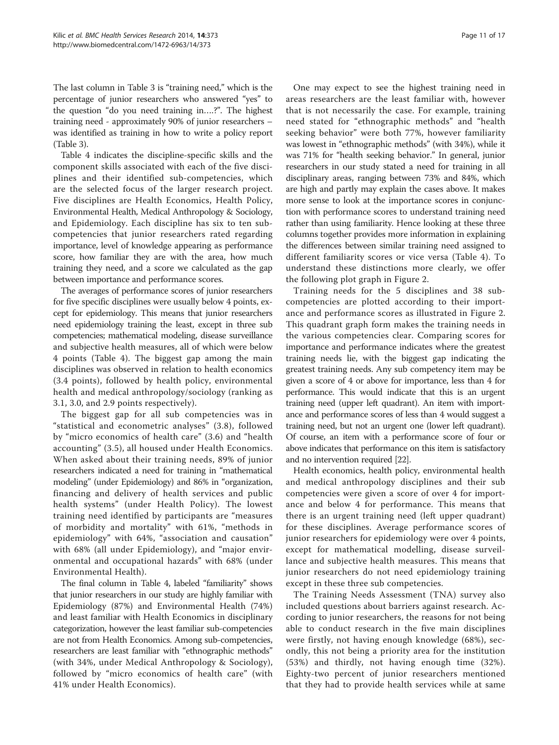The last column in Table 3 is "training need," which is the percentage of junior researchers who answered "yes" to the question "do you need training in….?". The highest training need - approximately 90% of junior researchers – was identified as training in how to write a policy report (Table 3).

Table 4 indicates the discipline-specific skills and the component skills associated with each of the five disciplines and their identified sub-competencies, which are the selected focus of the larger research project. Five disciplines are Health Economics, Health Policy, Environmental Health, Medical Anthropology & Sociology, and Epidemiology. Each discipline has six to ten sub-competencies that junior researchers rated regarding importance, level of knowledge appearing as performance score, how familiar they are with the area, how much training they need, and a score we calculated as the gap between importance and performance scores.

The averages of performance scores of junior researchers for five specific disciplines were usually below 4 points, except for epidemiology. This means that junior researchers need epidemiology training the least, except in three sub competencies; mathematical modeling, disease surveillance and subjective health measures, all of which were below 4 points (Table 4). The biggest gap among the main disciplines was observed in relation to health economics (3.4 points), followed by health policy, environmental health and medical anthropology/sociology (ranking as 3.1, 3.0, and 2.9 points respectively).

The biggest gap for all sub competencies was in "statistical and econometric analyses" (3.8), followed by "micro economics of health care" (3.6) and "health accounting" (3.5), all housed under Health Economics. When asked about their training needs, 89% of junior researchers indicated a need for training in "mathematical modeling" (under Epidemiology) and 86% in "organization, financing and delivery of health services and public health systems" (under Health Policy). The lowest training need identified by participants are "measures of morbidity and mortality" with 61%, "methods in epidemiology" with 64%, "association and causation" with 68% (all under Epidemiology), and "major environmental and occupational hazards" with 68% (under Environmental Health).

The final column in Table 4, labeled "familiarity" shows that junior researchers in our study are highly familiar with Epidemiology (87%) and Environmental Health (74%) and least familiar with Health Economics in disciplinary categorization, however the least familiar sub-competencies are not from Health Economics. Among sub-competencies, researchers are least familiar with "ethnographic methods" (with 34%, under Medical Anthropology & Sociology), followed by "micro economics of health care" (with 41% under Health Economics).

One may expect to see the highest training need in areas researchers are the least familiar with, however that is not necessarily the case. For example, training need stated for "ethnographic methods" and "health seeking behavior" were both 77%, however familiarity was lowest in "ethnographic methods" (with 34%), while it was 71% for "health seeking behavior." In general, junior researchers in our study stated a need for training in all disciplinary areas, ranging between 73% and 84%, which are high and partly may explain the cases above. It makes more sense to look at the importance scores in conjunction with performance scores to understand training need rather than using familiarity. Hence looking at these three columns together provides more information in explaining the differences between similar training need assigned to different familiarity scores or vice versa (Table 4). To understand these distinctions more clearly, we offer the following plot graph in Figure 2.

Training needs for the 5 disciplines and 38 sub-competencies are plotted according to their importance and performance scores as illustrated in Figure 2. This quadrant graph form makes the training needs in the various competencies clear. Comparing scores for importance and performance indicates where the greatest training needs lie, with the biggest gap indicating the greatest training needs. Any sub competency item may be given a score of 4 or above for importance, less than 4 for performance. This would indicate that this is an urgent training need (upper left quadrant). An item with importance and performance scores of less than 4 would suggest a training need, but not an urgent one (lower left quadrant). Of course, an item with a performance score of four or above indicates that performance on this item is satisfactory and no intervention required [22].

Health economics, health policy, environmental health and medical anthropology disciplines and their sub competencies were given a score of over 4 for importance and below 4 for performance. This means that there is an urgent training need (left upper quadrant) for these disciplines. Average performance scores of junior researchers for epidemiology were over 4 points, except for mathematical modelling, disease surveillance and subjective health measures. This means that junior researchers do not need epidemiology training except in these three sub competencies.

The Training Needs Assessment (TNA) survey also included questions about barriers against research. According to junior researchers, the reasons for not being able to conduct research in the five main disciplines were firstly, not having enough knowledge (68%), secondly, this not being a priority area for the institution (53%) and thirdly, not having enough time (32%). Eighty-two percent of junior researchers mentioned that they had to provide health services while at same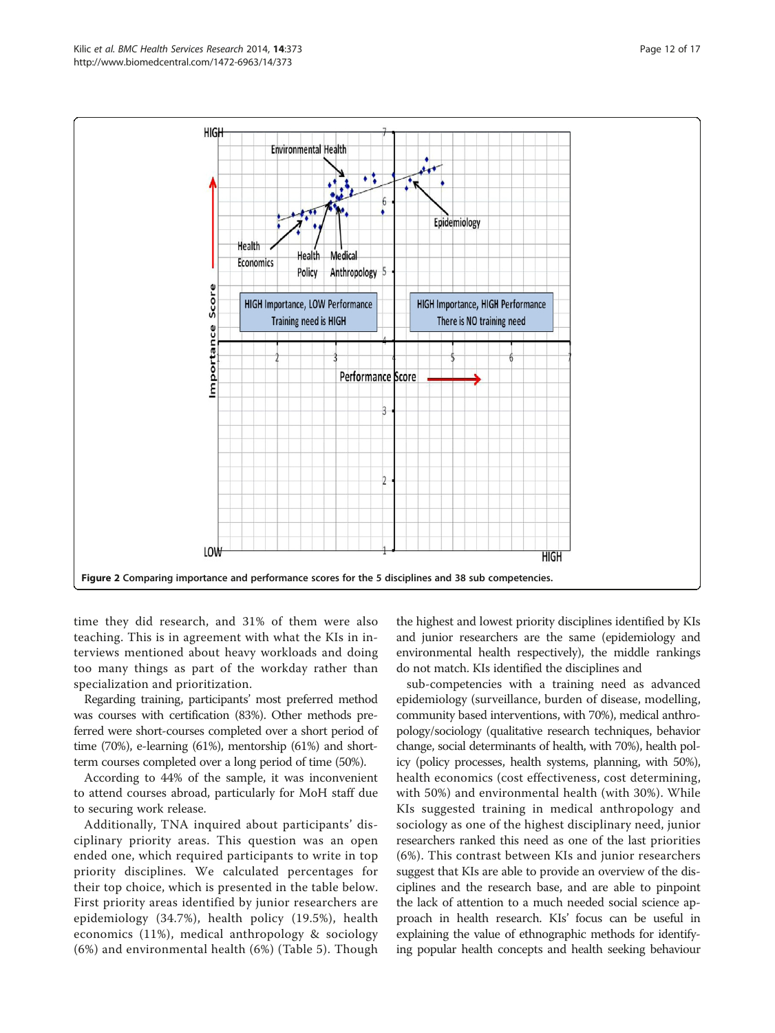Figure 2 Comparing importance and performance scores for the 5 disciplines and 38 sub competencies.

time they did research, and 31% of them were also teaching. This is in agreement with what the KIs in interviews mentioned about heavy workloads and doing too many things as part of the workday rather than specialization and prioritization.

Regarding training, participants' most preferred method was courses with certification (83%). Other methods preferred were short-courses completed over a short period of time (70%), e-learning (61%), mentorship (61%) and short-term courses completed over a long period of time (50%).

According to 44% of the sample, it was inconvenient to attend courses abroad, particularly for MoH staff due to securing work release.

Additionally, TNA inquired about participants' disciplinary priority areas. This question was an open ended one, which required participants to write in top priority disciplines. We calculated percentages for their top choice, which is presented in the table below. First priority areas identified by junior researchers are epidemiology (34.7%), health policy (19.5%), health economics (11%), medical anthropology & sociology (6%) and environmental health (6%) (Table 5). Though the highest and lowest priority disciplines identified by KIs and junior researchers are the same (epidemiology and environmental health respectively), the middle rankings do not match. KIs identified the disciplines and sub-competencies with a training need as advanced epidemiology (surveillance, burden of disease, modelling, community based interventions, with 70%), medical anthropology/sociology (qualitative research techniques, behavior change, social determinants of health, with 70%), health policy (policy processes, health systems, planning, with 50%), health economics (cost effectiveness, cost determining, with 50%) and environmental health (with 30%). While KIs suggested training in medical anthropology and sociology as one of the highest disciplinary need, junior researchers ranked this need as one of the last priorities (6%). This contrast between KIs and junior researchers suggest that KIs are able to provide an overview of the disciplines and the research base, and are able to pinpoint the lack of attention to a much needed social science approach in health research. KIs' focus can be useful in explaining the value of ethnographic methods for identifying popular health concepts and health seeking behaviour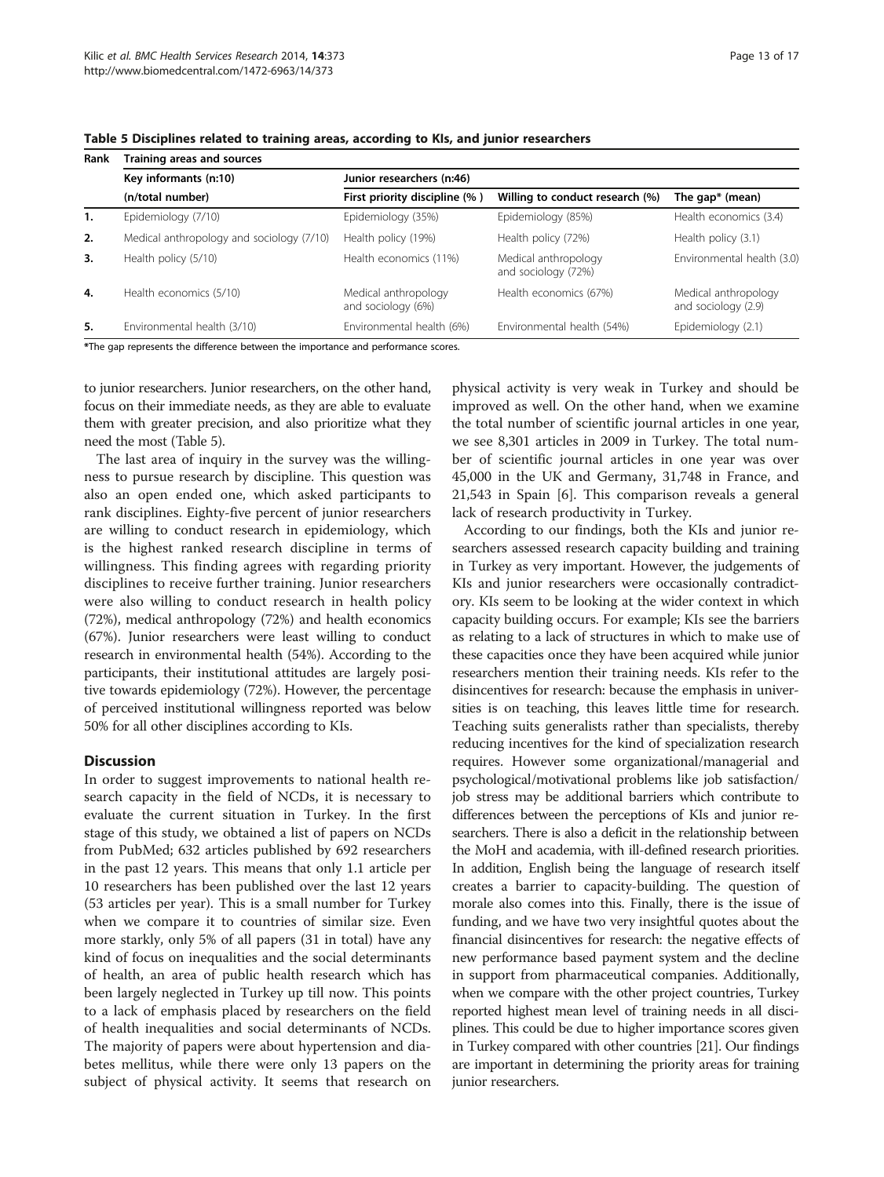**Table 5 Disciplines related to training areas, according to KIs, and junior researchers**

| Rank | Training areas and sources | | | |
|---|---|---|---|---|
| | Key informants (n:10) | Junior researchers (n:46) | | |
| | (n/total number) | First priority discipline (% ) | Willing to conduct research (%) | The gap* (mean) |
| 1. | Epidemiology (7/10) | Epidemiology (35%) | Epidemiology (85%) | Health economics (3.4) |
| 2. | Medical anthropology and sociology (7/10) | Health policy (19%) | Health policy (72%) | Health policy (3.1) |
| 3. | Health policy (5/10) | Health economics (11%) | Medical anthropology and sociology (72%) | Environmental health (3.0) |
| 4. | Health economics (5/10) | Medical anthropology and sociology (6%) | Health economics (67%) | Medical anthropology and sociology (2.9) |
| 5. | Environmental health (3/10) | Environmental health (6%) | Environmental health (54%) | Epidemiology (2.1) |

*The gap represents the difference between the importance and performance scores.

to junior researchers. Junior researchers, on the other hand, focus on their immediate needs, as they are able to evaluate them with greater precision, and also prioritize what they need the most (Table 5).

The last area of inquiry in the survey was the willingness to pursue research by discipline. This question was also an open ended one, which asked participants to rank disciplines. Eighty-five percent of junior researchers are willing to conduct research in epidemiology, which is the highest ranked research discipline in terms of willingness. This finding agrees with regarding priority disciplines to receive further training. Junior researchers were also willing to conduct research in health policy (72%), medical anthropology (72%) and health economics (67%). Junior researchers were least willing to conduct research in environmental health (54%). According to the participants, their institutional attitudes are largely positive towards epidemiology (72%). However, the percentage of perceived institutional willingness reported was below 50% for all other disciplines according to KIs.

## Discussion

In order to suggest improvements to national health research capacity in the field of NCDs, it is necessary to evaluate the current situation in Turkey. In the first stage of this study, we obtained a list of papers on NCDs from PubMed; 632 articles published by 692 researchers in the past 12 years. This means that only 1.1 article per 10 researchers has been published over the last 12 years (53 articles per year). This is a small number for Turkey when we compare it to countries of similar size. Even more starkly, only 5% of all papers (31 in total) have any kind of focus on inequalities and the social determinants of health, an area of public health research which has been largely neglected in Turkey up till now. This points to a lack of emphasis placed by researchers on the field of health inequalities and social determinants of NCDs. The majority of papers were about hypertension and diabetes mellitus, while there were only 13 papers on the subject of physical activity. It seems that research on physical activity is very weak in Turkey and should be improved as well. On the other hand, when we examine the total number of scientific journal articles in one year, we see 8,301 articles in 2009 in Turkey. The total number of scientific journal articles in one year was over 45,000 in the UK and Germany, 31,748 in France, and 21,543 in Spain [6]. This comparison reveals a general lack of research productivity in Turkey.

According to our findings, both the KIs and junior researchers assessed research capacity building and training in Turkey as very important. However, the judgements of KIs and junior researchers were occasionally contradictory. KIs seem to be looking at the wider context in which capacity building occurs. For example; KIs see the barriers as relating to a lack of structures in which to make use of these capacities once they have been acquired while junior researchers mention their training needs. KIs refer to the disincentives for research: because the emphasis in universities is on teaching, this leaves little time for research. Teaching suits generalists rather than specialists, thereby reducing incentives for the kind of specialization research requires. However some organizational/managerial and psychological/motivational problems like job satisfaction/job stress may be additional barriers which contribute to differences between the perceptions of KIs and junior researchers. There is also a deficit in the relationship between the MoH and academia, with ill-defined research priorities. In addition, English being the language of research itself creates a barrier to capacity-building. The question of morale also comes into this. Finally, there is the issue of funding, and we have two very insightful quotes about the financial disincentives for research: the negative effects of new performance based payment system and the decline in support from pharmaceutical companies. Additionally, when we compare with the other project countries, Turkey reported highest mean level of training needs in all disciplines. This could be due to higher importance scores given in Turkey compared with other countries [21]. Our findings are important in determining the priority areas for training junior researchers.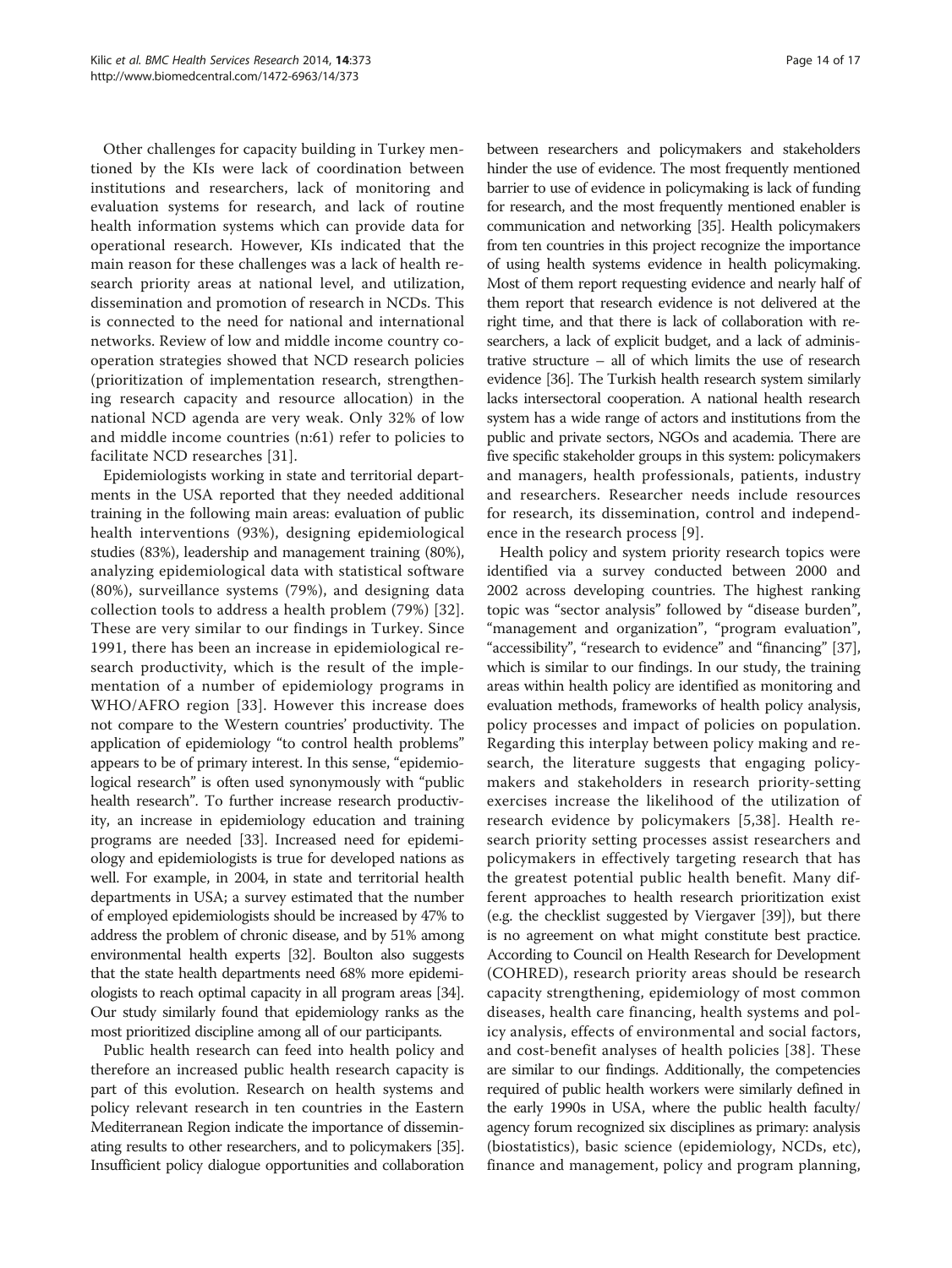Other challenges for capacity building in Turkey mentioned by the KIs were lack of coordination between institutions and researchers, lack of monitoring and evaluation systems for research, and lack of routine health information systems which can provide data for operational research. However, KIs indicated that the main reason for these challenges was a lack of health research priority areas at national level, and utilization, dissemination and promotion of research in NCDs. This is connected to the need for national and international networks. Review of low and middle income country cooperation strategies showed that NCD research policies (prioritization of implementation research, strengthening research capacity and resource allocation) in the national NCD agenda are very weak. Only 32% of low and middle income countries (n:61) refer to policies to facilitate NCD researches [31].

Epidemiologists working in state and territorial departments in the USA reported that they needed additional training in the following main areas: evaluation of public health interventions (93%), designing epidemiological studies (83%), leadership and management training (80%), analyzing epidemiological data with statistical software (80%), surveillance systems (79%), and designing data collection tools to address a health problem (79%) [32]. These are very similar to our findings in Turkey. Since 1991, there has been an increase in epidemiological research productivity, which is the result of the implementation of a number of epidemiology programs in WHO/AFRO region [33]. However this increase does not compare to the Western countries' productivity. The application of epidemiology "to control health problems" appears to be of primary interest. In this sense, "epidemiological research" is often used synonymously with "public health research". To further increase research productivity, an increase in epidemiology education and training programs are needed [33]. Increased need for epidemiology and epidemiologists is true for developed nations as well. For example, in 2004, in state and territorial health departments in USA; a survey estimated that the number of employed epidemiologists should be increased by 47% to address the problem of chronic disease, and by 51% among environmental health experts [32]. Boulton also suggests that the state health departments need 68% more epidemiologists to reach optimal capacity in all program areas [34]. Our study similarly found that epidemiology ranks as the most prioritized discipline among all of our participants.

Public health research can feed into health policy and therefore an increased public health research capacity is part of this evolution. Research on health systems and policy relevant research in ten countries in the Eastern Mediterranean Region indicate the importance of disseminating results to other researchers, and to policymakers [35]. Insufficient policy dialogue opportunities and collaboration between researchers and policymakers and stakeholders hinder the use of evidence. The most frequently mentioned barrier to use of evidence in policymaking is lack of funding for research, and the most frequently mentioned enabler is communication and networking [35]. Health policymakers from ten countries in this project recognize the importance of using health systems evidence in health policymaking. Most of them report requesting evidence and nearly half of them report that research evidence is not delivered at the right time, and that there is lack of collaboration with researchers, a lack of explicit budget, and a lack of administrative structure – all of which limits the use of research evidence [36]. The Turkish health research system similarly lacks intersectoral cooperation. A national health research system has a wide range of actors and institutions from the public and private sectors, NGOs and academia. There are five specific stakeholder groups in this system: policymakers and managers, health professionals, patients, industry and researchers. Researcher needs include resources for research, its dissemination, control and independence in the research process [9].

Health policy and system priority research topics were identified via a survey conducted between 2000 and 2002 across developing countries. The highest ranking topic was "sector analysis" followed by "disease burden", "management and organization", "program evaluation", "accessibility", "research to evidence" and "financing" [37], which is similar to our findings. In our study, the training areas within health policy are identified as monitoring and evaluation methods, frameworks of health policy analysis, policy processes and impact of policies on population. Regarding this interplay between policy making and research, the literature suggests that engaging policymakers and stakeholders in research priority-setting exercises increase the likelihood of the utilization of research evidence by policymakers [5,38]. Health research priority setting processes assist researchers and policymakers in effectively targeting research that has the greatest potential public health benefit. Many different approaches to health research prioritization exist (e.g. the checklist suggested by Viergaver [39]), but there is no agreement on what might constitute best practice. According to Council on Health Research for Development (COHRED), research priority areas should be research capacity strengthening, epidemiology of most common diseases, health care financing, health systems and policy analysis, effects of environmental and social factors, and cost-benefit analyses of health policies [38]. These are similar to our findings. Additionally, the competencies required of public health workers were similarly defined in the early 1990s in USA, where the public health faculty/agency forum recognized six disciplines as primary: analysis (biostatistics), basic science (epidemiology, NCDs, etc), finance and management, policy and program planning,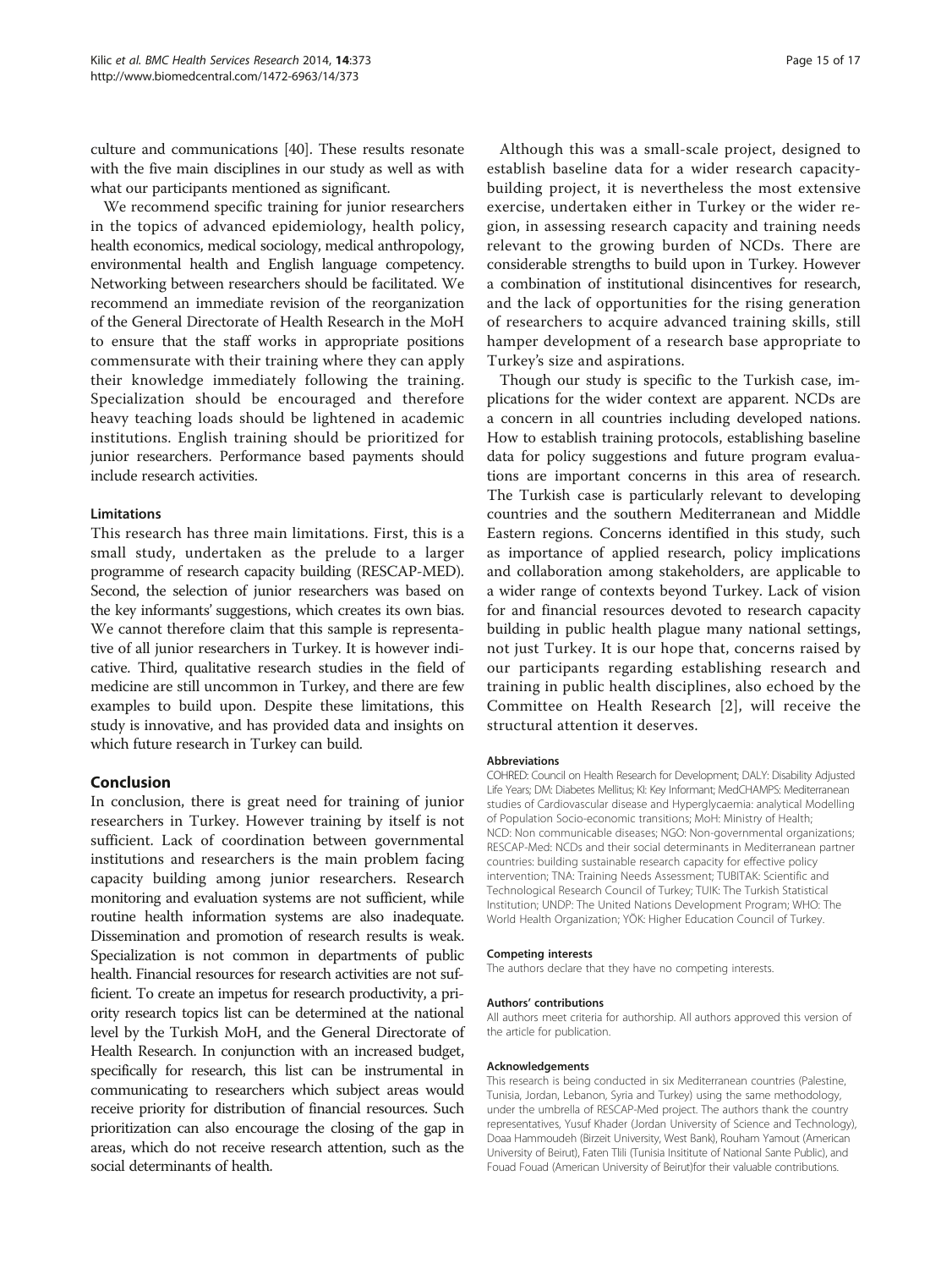culture and communications [40]. These results resonate with the five main disciplines in our study as well as with what our participants mentioned as significant.

We recommend specific training for junior researchers in the topics of advanced epidemiology, health policy, health economics, medical sociology, medical anthropology, environmental health and English language competency. Networking between researchers should be facilitated. We recommend an immediate revision of the reorganization of the General Directorate of Health Research in the MoH to ensure that the staff works in appropriate positions commensurate with their training where they can apply their knowledge immediately following the training. Specialization should be encouraged and therefore heavy teaching loads should be lightened in academic institutions. English training should be prioritized for junior researchers. Performance based payments should include research activities.

### Limitations

This research has three main limitations. First, this is a small study, undertaken as the prelude to a larger programme of research capacity building (RESCAP-MED). Second, the selection of junior researchers was based on the key informants' suggestions, which creates its own bias. We cannot therefore claim that this sample is representative of all junior researchers in Turkey. It is however indicative. Third, qualitative research studies in the field of medicine are still uncommon in Turkey, and there are few examples to build upon. Despite these limitations, this study is innovative, and has provided data and insights on which future research in Turkey can build.

## Conclusion

In conclusion, there is great need for training of junior researchers in Turkey. However training by itself is not sufficient. Lack of coordination between governmental institutions and researchers is the main problem facing capacity building among junior researchers. Research monitoring and evaluation systems are not sufficient, while routine health information systems are also inadequate. Dissemination and promotion of research results is weak. Specialization is not common in departments of public health. Financial resources for research activities are not sufficient. To create an impetus for research productivity, a priority research topics list can be determined at the national level by the Turkish MoH, and the General Directorate of Health Research. In conjunction with an increased budget, specifically for research, this list can be instrumental in communicating to researchers which subject areas would receive priority for distribution of financial resources. Such prioritization can also encourage the closing of the gap in areas, which do not receive research attention, such as the social determinants of health.

Although this was a small-scale project, designed to establish baseline data for a wider research capacity-building project, it is nevertheless the most extensive exercise, undertaken either in Turkey or the wider region, in assessing research capacity and training needs relevant to the growing burden of NCDs. There are considerable strengths to build upon in Turkey. However a combination of institutional disincentives for research, and the lack of opportunities for the rising generation of researchers to acquire advanced training skills, still hamper development of a research base appropriate to Turkey's size and aspirations.

Though our study is specific to the Turkish case, implications for the wider context are apparent. NCDs are a concern in all countries including developed nations. How to establish training protocols, establishing baseline data for policy suggestions and future program evaluations are important concerns in this area of research. The Turkish case is particularly relevant to developing countries and the southern Mediterranean and Middle Eastern regions. Concerns identified in this study, such as importance of applied research, policy implications and collaboration among stakeholders, are applicable to a wider range of contexts beyond Turkey. Lack of vision for and financial resources devoted to research capacity building in public health plague many national settings, not just Turkey. It is our hope that, concerns raised by our participants regarding establishing research and training in public health disciplines, also echoed by the Committee on Health Research [2], will receive the structural attention it deserves.

#### Abbreviations

COHRED: Council on Health Research for Development; DALY: Disability Adjusted Life Years; DM: Diabetes Mellitus; KI: Key Informant; MedCHAMPS: Mediterranean studies of Cardiovascular disease and Hyperglycaemia: analytical Modelling of Population Socio-economic transitions; MoH: Ministry of Health; NCD: Non communicable diseases; NGO: Non-governmental organizations; RESCAP-Med: NCDs and their social determinants in Mediterranean partner countries: building sustainable research capacity for effective policy intervention; TNA: Training Needs Assessment; TUBITAK: Scientific and Technological Research Council of Turkey; TUIK: The Turkish Statistical Institution; UNDP: The United Nations Development Program; WHO: The World Health Organization; YÖK: Higher Education Council of Turkey.

#### Competing interests

The authors declare that they have no competing interests.

#### Authors' contributions

All authors meet criteria for authorship. All authors approved this version of the article for publication.

#### Acknowledgements

This research is being conducted in six Mediterranean countries (Palestine, Tunisia, Jordan, Lebanon, Syria and Turkey) using the same methodology, under the umbrella of RESCAP-Med project. The authors thank the country representatives, Yusuf Khader (Jordan University of Science and Technology), Doaa Hammoudeh (Birzeit University, West Bank), Rouham Yamout (American University of Beirut), Faten Tlili (Tunisia Insititute of National Sante Public), and Fouad Fouad (American University of Beirut)for their valuable contributions.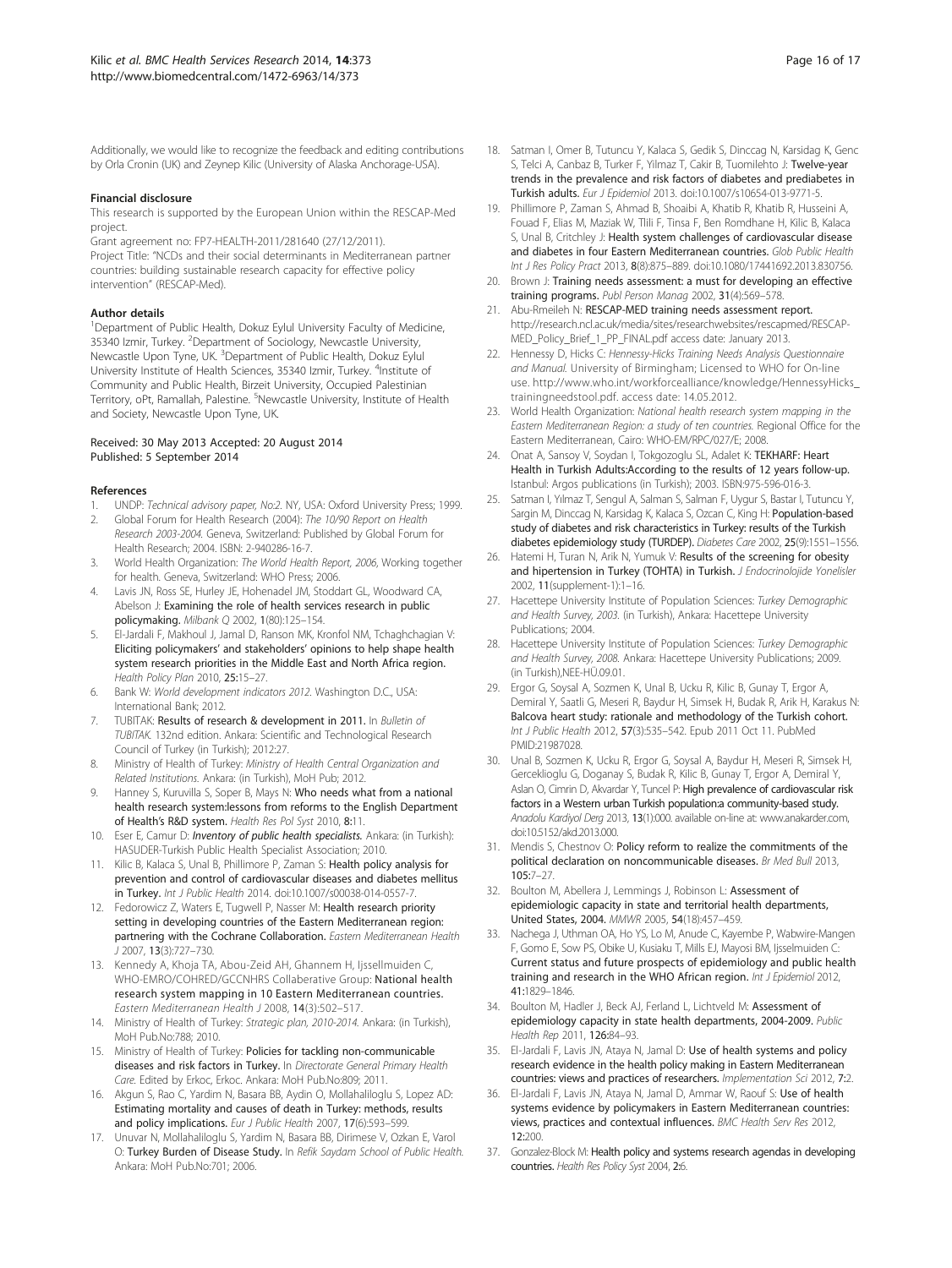Additionally, we would like to recognize the feedback and editing contributions by Orla Cronin (UK) and Zeynep Kilic (University of Alaska Anchorage-USA).

#### Financial disclosure

This research is supported by the European Union within the RESCAP-Med project.

Grant agreement no: FP7-HEALTH-2011/281640 (27/12/2011).

Project Title: "NCDs and their social determinants in Mediterranean partner countries: building sustainable research capacity for effective policy intervention" (RESCAP-Med).

#### Author details

[1]Department of Public Health, Dokuz Eylul University Faculty of Medicine, 35340 Izmir, Turkey. [2]Department of Sociology, Newcastle University, Newcastle Upon Tyne, UK. [3]Department of Public Health, Dokuz Eylul University Institute of Health Sciences, 35340 Izmir, Turkey. [4]Institute of Community and Public Health, Birzeit University, Occupied Palestinian Territory, oPt, Ramallah, Palestine. [5]Newcastle University, Institute of Health and Society, Newcastle Upon Tyne, UK.

Received: 30 May 2013 Accepted: 20 August 2014
Published: 5 September 2014

#### References

1. UNDP: *Technical advisory paper, No:2*. NY, USA: Oxford University Press; 1999.
2. Global Forum for Health Research (2004): *The 10/90 Report on Health Research 2003-2004*. Geneva, Switzerland: Published by Global Forum for Health Research; 2004. ISBN: 2-940286-16-7.
3. World Health Organization: *The World Health Report, 2006*, Working together for health. Geneva, Switzerland: WHO Press; 2006.
4. Lavis JN, Ross SE, Hurley JE, Hohenadel JM, Stoddart GL, Woodward CA, Abelson J: **Examining the role of health services research in public policymaking.** *Milbank Q* 2002, **1**(80):125–154.
5. El-Jardali F, Makhoul J, Jamal D, Ranson MK, Kronfol NM, Tchaghchagian V: **Eliciting policymakers' and stakeholders' opinions to help shape health system research priorities in the Middle East and North Africa region.** *Health Policy Plan* 2010, **25:**15–27.
6. Bank W: *World development indicators 2012*. Washington D.C., USA: International Bank; 2012.
7. TUBITAK: **Results of research & development in 2011.** In *Bulletin of TUBITAK*. 132nd edition. Ankara: Scientific and Technological Research Council of Turkey (in Turkish); 2012:27.
8. Ministry of Health of Turkey: *Ministry of Health Central Organization and Related Institutions*. Ankara: (in Turkish), MoH Pub; 2012.
9. Hanney S, Kuruvilla S, Soper B, Mays N: **Who needs what from a national health research system:lessons from reforms to the English Department of Health's R&D system.** *Health Res Pol Syst* 2010, **8:**11.
10. Eser E, Camur D: ***Inventory of public health specialists.*** Ankara: (in Turkish): HASUDER-Turkish Public Health Specialist Association; 2010.
11. Kilic B, Kalaca S, Unal B, Phillimore P, Zaman S: **Health policy analysis for prevention and control of cardiovascular diseases and diabetes mellitus in Turkey.** *Int J Public Health* 2014. doi:10.1007/s00038-014-0557-7.
12. Fedorowicz Z, Waters E, Tugwell P, Nasser M: **Health research priority setting in developing countries of the Eastern Mediterranean region: partnering with the Cochrane Collaboration.** *Eastern Mediterranean Health J* 2007, **13**(3):727–730.
13. Kennedy A, Khoja TA, Abou-Zeid AH, Ghannem H, Ijssellmuiden C, WHO-EMRO/COHRED/GCCNHRS Collaborative Group: **National health research system mapping in 10 Eastern Mediterranean countries.** *Eastern Mediterranean Health J* 2008, **14**(3):502–517.
14. Ministry of Health of Turkey: *Strategic plan, 2010-2014*. Ankara: (in Turkish), MoH Pub.No:788; 2010.
15. Ministry of Health of Turkey: **Policies for tackling non-communicable diseases and risk factors in Turkey.** In *Directorate General Primary Health Care*. Edited by Erkoc, Erkoc. Ankara: MoH Pub.No:809; 2011.
16. Akgun S, Rao C, Yardim N, Basara BB, Aydin O, Mollahaliloglu S, Lopez AD: **Estimating mortality and causes of death in Turkey: methods, results and policy implications.** *Eur J Public Health* 2007, **17**(6):593–599.
17. Unuvar N, Mollahaliloglu S, Yardim N, Basara BB, Dirimese V, Ozkan E, Varol O: **Turkey Burden of Disease Study.** In *Refik Saydam School of Public Health*. Ankara: MoH Pub.No:701; 2006.
18. Satman I, Omer B, Tutuncu Y, Kalaca S, Gedik S, Dinccag N, Karsidag K, Genc S, Telci A, Canbaz B, Turker F, Yilmaz T, Cakir B, Tuomilehto J: **Twelve-year trends in the prevalence and risk factors of diabetes and prediabetes in Turkish adults.** *Eur J Epidemiol* 2013. doi:10.1007/s10654-013-9771-5.
19. Phillimore P, Zaman S, Ahmad B, Shoaibi A, Khatib R, Khatib R, Husseini A, Fouad F, Elias M, Maziak W, Tlili F, Tinsa F, Ben Romdhane H, Kilic B, Kalaca S, Unal B, Critchley J: **Health system challenges of cardiovascular disease and diabetes in four Eastern Mediterranean countries.** *Glob Public Health Int J Res Policy Pract* 2013, **8**(8):875–889. doi:10.1080/17441692.2013.830756.
20. Brown J: **Training needs assessment: a must for developing an effective training programs.** *Publ Person Manag* 2002, **31**(4):569–578.
21. Abu-Rmeileh N: **RESCAP-MED training needs assessment report.** http://research.ncl.ac.uk/media/sites/researchwebsites/rescapmed/RESCAP-MED_Policy_Brief_1_PP_FINAL.pdf access date: January 2013.
22. Hennessy D, Hicks C: *Hennessy-Hicks Training Needs Analysis Questionnaire and Manual*. University of Birmingham; Licensed to WHO for On-line use. http://www.who.int/workforcealliance/knowledge/HennessyHicks_trainingneedstool.pdf. access date: 14.05.2012.
23. World Health Organization: *National health research system mapping in the Eastern Mediterranean Region: a study of ten countries*. Regional Office for the Eastern Mediterranean, Cairo: WHO-EM/RPC/027/E; 2008.
24. Onat A, Sansoy V, Soydan I, Tokgozoglu SL, Adalet K: **TEKHARF: Heart Health in Turkish Adults:According to the results of 12 years follow-up.** Istanbul: Argos publications (in Turkish); 2003. ISBN:975-596-016-3.
25. Satman I, Yilmaz T, Sengul A, Salman S, Salman F, Uygur S, Bastar I, Tutuncu Y, Sargin M, Dinccag N, Karsidag K, Kalaca S, Ozcan C, King H: **Population-based study of diabetes and risk characteristics in Turkey: results of the Turkish diabetes epidemiology study (TURDEP).** *Diabetes Care* 2002, **25**(9):1551–1556.
26. Hatemi H, Turan N, Arik N, Yumuk V: **Results of the screening for obesity and hipertension in Turkey (TOHTA) in Turkish.** *J Endocrinolojide Yonelisler* 2002, **11**(supplement-1):1–16.
27. Hacettepe University Institute of Population Sciences: *Turkey Demographic and Health Survey, 2003*. (in Turkish), Ankara: Hacettepe University Publications; 2004.
28. Hacettepe University Institute of Population Sciences: *Turkey Demographic and Health Survey, 2008*. Ankara: Hacettepe University Publications; 2009. (in Turkish),NEE-HÜ.09.01.
29. Ergor G, Soysal A, Sozmen K, Unal B, Ucku R, Kilic B, Gunay T, Ergor A, Demiral Y, Saatli G, Meseri R, Baydur H, Simsek H, Budak R, Arik H, Karakus N: **Balcova heart study: rationale and methodology of the Turkish cohort.** *Int J Public Health* 2012, **57**(3):535–542. Epub 2011 Oct 11. PubMed PMID:21987028.
30. Unal B, Sozmen K, Ucku R, Ergor G, Soysal A, Baydur H, Meseri R, Simsek H, Gerceklioglu G, Doganay S, Budak R, Kilic B, Gunay T, Ergor A, Demiral Y, Aslan O, Cimrin D, Akvardar Y, Tuncel P: **High prevalence of cardiovascular risk factors in a Western urban Turkish population:a community-based study.** *Anadolu Kardiyol Derg* 2013, **13**(1):000. available on-line at: www.anakarder.com, doi:10.5152/akd.2013.000.
31. Mendis S, Chestnov O: **Policy reform to realize the commitments of the political declaration on noncommunicable diseases.** *Br Med Bull* 2013, **105:**7–27.
32. Boulton M, Abellera J, Lemmings J, Robinson L: **Assessment of epidemiologic capacity in state and territorial health departments, United States, 2004.** *MMWR* 2005, **54**(18):457–459.
33. Nachega J, Uthman OA, Ho YS, Lo M, Anude C, Kayembe P, Wabwire-Mangen F, Gomo E, Sow PS, Obike U, Kusiaku T, Mills EJ, Mayosi BM, Ijsselmuiden C: **Current status and future prospects of epidemiology and public health training and research in the WHO African region.** *Int J Epidemiol* 2012, **41:**1829–1846.
34. Boulton M, Hadler J, Beck AJ, Ferland L, Lichtveld M: **Assessment of epidemiology capacity in state health departments, 2004-2009.** *Public Health Rep* 2011, **126:**84–93.
35. El-Jardali F, Lavis JN, Ataya N, Jamal D: **Use of health systems and policy research evidence in the health policy making in Eastern Mediterranean countries: views and practices of researchers.** *Implementation Sci* 2012, **7:**2.
36. El-Jardali F, Lavis JN, Ataya N, Jamal D, Ammar W, Raouf S: **Use of health systems evidence by policymakers in Eastern Mediterranean countries: views, practices and contextual influences.** *BMC Health Serv Res* 2012, **12:**200.
37. Gonzalez-Block M: **Health policy and systems research agendas in developing countries.** *Health Res Policy Syst* 2004, **2:**6.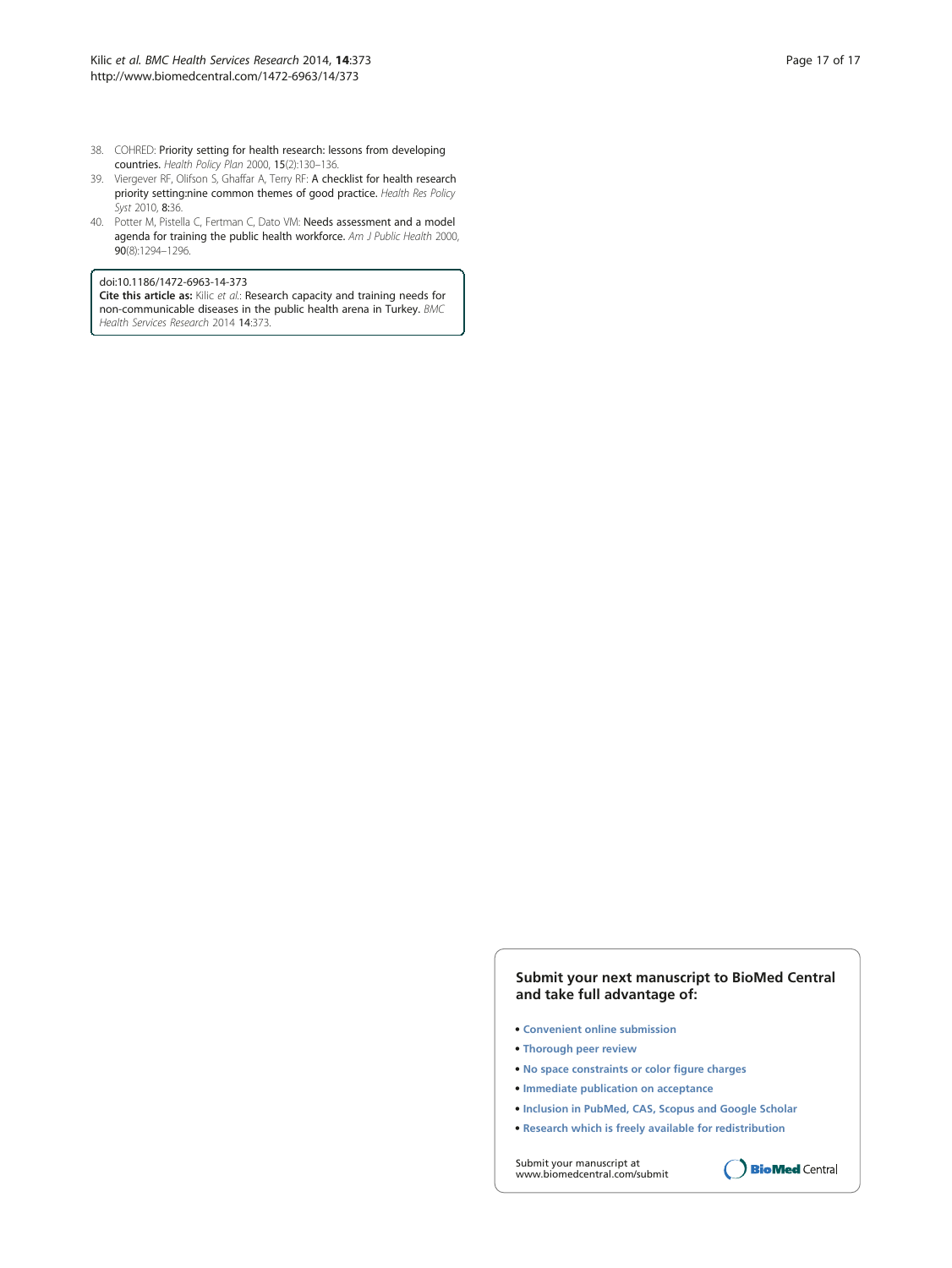38. COHRED: **Priority setting for health research: lessons from developing countries.** *Health Policy Plan* 2000, **15**(2):130–136.
39. Viergever RF, Olifson S, Ghaffar A, Terry RF: **A checklist for health research priority setting:nine common themes of good practice.** *Health Res Policy Syst* 2010, **8**:36.
40. Potter M, Pistella C, Fertman C, Dato VM: **Needs assessment and a model agenda for training the public health workforce.** *Am J Public Health* 2000, **90**(8):1294–1296.

doi:10.1186/1472-6963-14-373
**Cite this article as:** Kilic *et al.*: Research capacity and training needs for non-communicable diseases in the public health arena in Turkey. *BMC Health Services Research* 2014 **14**:373.

**Submit your next manuscript to BioMed Central and take full advantage of:**

- **Convenient online submission**
- **Thorough peer review**
- **No space constraints or color figure charges**
- **Immediate publication on acceptance**
- **Inclusion in PubMed, CAS, Scopus and Google Scholar**
- **Research which is freely available for redistribution**

Submit your manuscript at
www.biomedcentral.com/submit

BioMed Central